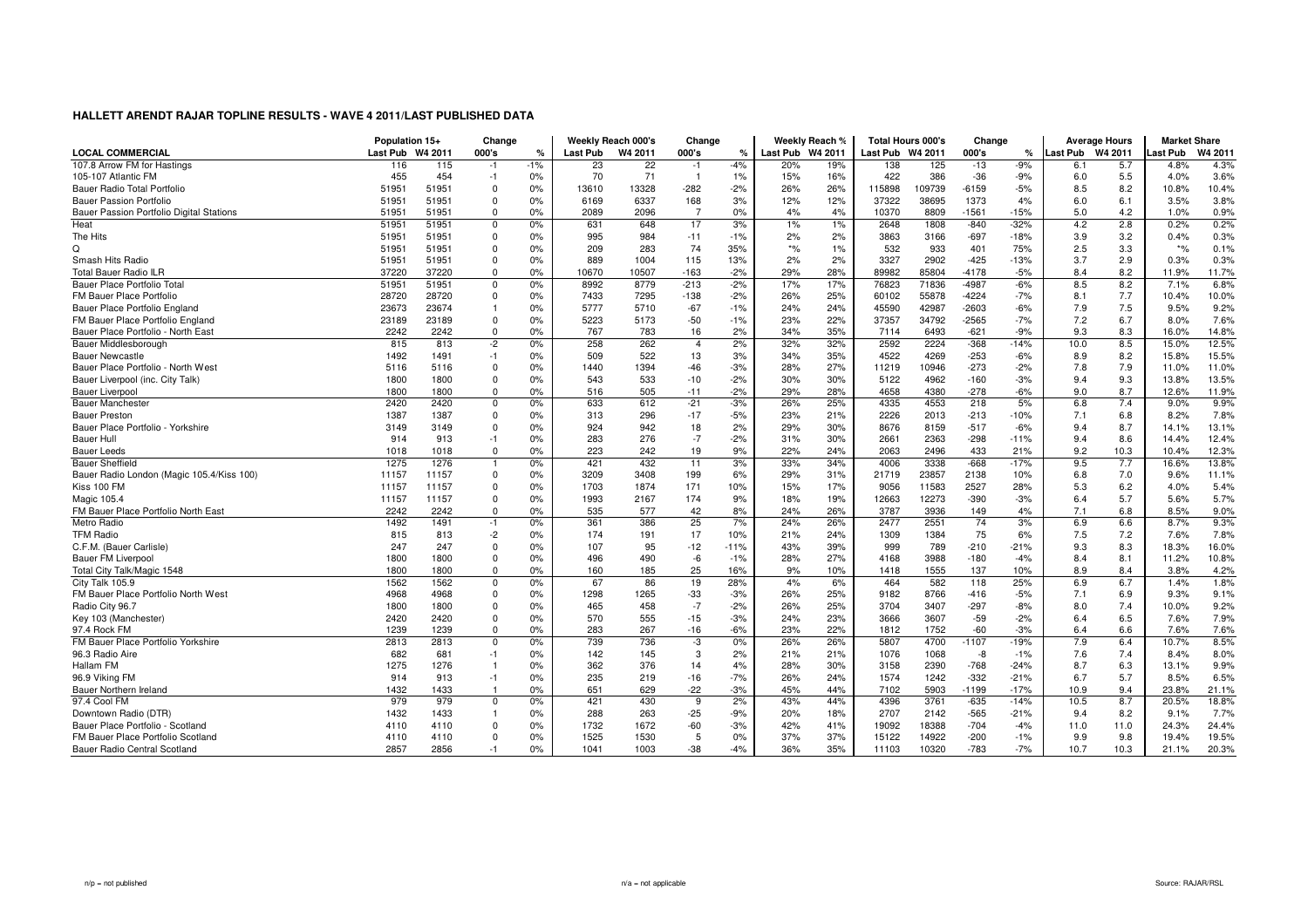## HALLETT ARENDT RAJAR TOPLINE RESULTS - WAVE 4 2011/LAST PUBLISHED DATA

| LOCAL COMMERCIAL | Population 15+ | | Change | | Weekly Reach 000's | | Change | | Weekly Reach % | | Total Hours 000's | | Change | | Average Hours | | Market Share | |
|---|---|---|---|---|---|---|---|---|---|---|---|---|---|---|---|---|---|---|
| | Last Pub | W4 2011 | 000's | % | Last Pub | W4 2011 | 000's | % | Last Pub | W4 2011 | Last Pub | W4 2011 | 000's | % | Last Pub | W4 2011 | Last Pub | W4 2011 |
| 107.8 Arrow FM for Hastings | 116 | 115 | -1 | -1% | 23 | 22 | -1 | -4% | 20% | 19% | 138 | 125 | -13 | -9% | 6.1 | 5.7 | 4.8% | 4.3% |
| 105-107 Atlantic FM | 455 | 454 | -1 | 0% | 70 | 71 | 1 | 1% | 15% | 16% | 422 | 386 | -36 | -9% | 6.0 | 5.5 | 4.0% | 3.6% |
| Bauer Radio Total Portfolio | 51951 | 51951 | 0 | 0% | 13610 | 13328 | -282 | -2% | 26% | 26% | 115898 | 109739 | -6159 | -5% | 8.5 | 8.2 | 10.8% | 10.4% |
| Bauer Passion Portfolio | 51951 | 51951 | 0 | 0% | 6169 | 6337 | 168 | 3% | 12% | 12% | 37322 | 38695 | 1373 | 4% | 6.0 | 6.1 | 3.5% | 3.8% |
| Bauer Passion Portfolio Digital Stations | 51951 | 51951 | 0 | 0% | 2089 | 2096 | 7 | 0% | 4% | 4% | 10370 | 8809 | -1561 | -15% | 5.0 | 4.2 | 1.0% | 0.9% |
| Heat | 51951 | 51951 | 0 | 0% | 631 | 648 | 17 | 3% | 1% | 1% | 2648 | 1808 | -840 | -32% | 4.2 | 2.8 | 0.2% | 0.2% |
| The Hits | 51951 | 51951 | 0 | 0% | 995 | 984 | -11 | -1% | 2% | 2% | 3863 | 3166 | -697 | -18% | 3.9 | 3.2 | 0.4% | 0.3% |
| Q | 51951 | 51951 | 0 | 0% | 209 | 283 | 74 | 35% | *% | 1% | 532 | 933 | 401 | 75% | 2.5 | 3.3 | *% | 0.1% |
| Smash Hits Radio | 51951 | 51951 | 0 | 0% | 889 | 1004 | 115 | 13% | 2% | 2% | 3327 | 2902 | -425 | -13% | 3.7 | 2.9 | 0.3% | 0.3% |
| Total Bauer Radio ILR | 37220 | 37220 | 0 | 0% | 10670 | 10507 | -163 | -2% | 29% | 28% | 89982 | 85804 | -4178 | -5% | 8.4 | 8.2 | 11.9% | 11.7% |
| Bauer Place Portfolio Total | 51951 | 51951 | 0 | 0% | 8992 | 8779 | -213 | -2% | 17% | 17% | 76823 | 71836 | -4987 | -6% | 8.5 | 8.2 | 7.1% | 6.8% |
| FM Bauer Place Portfolio | 28720 | 28720 | 0 | 0% | 7433 | 7295 | -138 | -2% | 26% | 25% | 60102 | 55878 | -4224 | -7% | 8.1 | 7.7 | 10.4% | 10.0% |
| Bauer Place Portfolio England | 23673 | 23674 | 1 | 0% | 5777 | 5710 | -67 | -1% | 24% | 24% | 45590 | 42987 | -2603 | -6% | 7.9 | 7.5 | 9.5% | 9.2% |
| FM Bauer Place Portfolio England | 23189 | 23189 | 0 | 0% | 5223 | 5173 | -50 | -1% | 23% | 22% | 37357 | 34792 | -2565 | -7% | 7.2 | 6.7 | 8.0% | 7.6% |
| Bauer Place Portfolio - North East | 2242 | 2242 | 0 | 0% | 767 | 783 | 16 | 2% | 34% | 35% | 7114 | 6493 | -621 | -9% | 9.3 | 8.3 | 16.0% | 14.8% |
| Bauer Middlesborough | 815 | 813 | -2 | 0% | 258 | 262 | 4 | 2% | 32% | 32% | 2592 | 2224 | -368 | -14% | 10.0 | 8.5 | 15.0% | 12.5% |
| Bauer Newcastle | 1492 | 1491 | -1 | 0% | 509 | 522 | 13 | 3% | 34% | 35% | 4522 | 4269 | -253 | -6% | 8.9 | 8.2 | 15.8% | 15.5% |
| Bauer Place Portfolio - North West | 5116 | 5116 | 0 | 0% | 1440 | 1394 | -46 | -3% | 28% | 27% | 11219 | 10946 | -273 | -2% | 7.8 | 7.9 | 11.0% | 11.0% |
| Bauer Liverpool (inc. City Talk) | 1800 | 1800 | 0 | 0% | 543 | 533 | -10 | -2% | 30% | 30% | 5122 | 4962 | -160 | -3% | 9.4 | 9.3 | 13.8% | 13.5% |
| Bauer Liverpool | 1800 | 1800 | 0 | 0% | 516 | 505 | -11 | -2% | 29% | 28% | 4658 | 4380 | -278 | -6% | 9.0 | 8.7 | 12.6% | 11.9% |
| Bauer Manchester | 2420 | 2420 | 0 | 0% | 633 | 612 | -21 | -3% | 26% | 25% | 4335 | 4553 | 218 | 5% | 6.8 | 7.4 | 9.0% | 9.9% |
| Bauer Preston | 1387 | 1387 | 0 | 0% | 313 | 296 | -17 | -5% | 23% | 21% | 2226 | 2013 | -213 | -10% | 7.1 | 6.8 | 8.2% | 7.8% |
| Bauer Place Portfolio - Yorkshire | 3149 | 3149 | 0 | 0% | 924 | 942 | 18 | 2% | 29% | 30% | 8676 | 8159 | -517 | -6% | 9.4 | 8.7 | 14.1% | 13.1% |
| Bauer Hull | 914 | 913 | -1 | 0% | 283 | 276 | -7 | -2% | 31% | 30% | 2661 | 2363 | -298 | -11% | 9.4 | 8.6 | 14.4% | 12.4% |
| Bauer Leeds | 1018 | 1018 | 0 | 0% | 223 | 242 | 19 | 9% | 22% | 24% | 2063 | 2496 | 433 | 21% | 9.2 | 10.3 | 10.4% | 12.3% |
| Bauer Sheffield | 1275 | 1276 | 1 | 0% | 421 | 432 | 11 | 3% | 33% | 34% | 4006 | 3338 | -668 | -17% | 9.5 | 7.7 | 16.6% | 13.8% |
| Bauer Radio London (Magic 105.4/Kiss 100) | 11157 | 11157 | 0 | 0% | 3209 | 3408 | 199 | 6% | 29% | 31% | 21719 | 23857 | 2138 | 10% | 6.8 | 7.0 | 9.6% | 11.1% |
| Kiss 100 FM | 11157 | 11157 | 0 | 0% | 1703 | 1874 | 171 | 10% | 15% | 17% | 9056 | 11583 | 2527 | 28% | 5.3 | 6.2 | 4.0% | 5.4% |
| Magic 105.4 | 11157 | 11157 | 0 | 0% | 1993 | 2167 | 174 | 9% | 18% | 19% | 12663 | 12273 | -390 | -3% | 6.4 | 5.7 | 5.6% | 5.7% |
| FM Bauer Place Portfolio North East | 2242 | 2242 | 0 | 0% | 535 | 577 | 42 | 8% | 24% | 26% | 3787 | 3936 | 149 | 4% | 7.1 | 6.8 | 8.5% | 9.0% |
| Metro Radio | 1492 | 1491 | -1 | 0% | 361 | 386 | 25 | 7% | 24% | 26% | 2477 | 2551 | 74 | 3% | 6.9 | 6.6 | 8.7% | 9.3% |
| TFM Radio | 815 | 813 | -2 | 0% | 174 | 191 | 17 | 10% | 21% | 24% | 1309 | 1384 | 75 | 6% | 7.5 | 7.2 | 7.6% | 7.8% |
| C.F.M. (Bauer Carlisle) | 247 | 247 | 0 | 0% | 107 | 95 | -12 | -11% | 43% | 39% | 999 | 789 | -210 | -21% | 9.3 | 8.3 | 18.3% | 16.0% |
| Bauer FM Liverpool | 1800 | 1800 | 0 | 0% | 496 | 490 | -6 | -1% | 28% | 27% | 4168 | 3988 | -180 | -4% | 8.4 | 8.1 | 11.2% | 10.8% |
| Total City Talk/Magic 1548 | 1800 | 1800 | 0 | 0% | 160 | 185 | 25 | 16% | 9% | 10% | 1418 | 1555 | 137 | 10% | 8.9 | 8.4 | 3.8% | 4.2% |
| City Talk 105.9 | 1562 | 1562 | 0 | 0% | 67 | 86 | 19 | 28% | 4% | 6% | 464 | 582 | 118 | 25% | 6.9 | 6.7 | 1.4% | 1.8% |
| FM Bauer Place Portfolio North West | 4968 | 4968 | 0 | 0% | 1298 | 1265 | -33 | -3% | 26% | 25% | 9182 | 8766 | -416 | -5% | 7.1 | 6.9 | 9.3% | 9.1% |
| Radio City 96.7 | 1800 | 1800 | 0 | 0% | 465 | 458 | -7 | -2% | 26% | 25% | 3704 | 3407 | -297 | -8% | 8.0 | 7.4 | 10.0% | 9.2% |
| Key 103 (Manchester) | 2420 | 2420 | 0 | 0% | 570 | 555 | -15 | -3% | 24% | 23% | 3666 | 3607 | -59 | -2% | 6.4 | 6.5 | 7.6% | 7.9% |
| 97.4 Rock FM | 1239 | 1239 | 0 | 0% | 283 | 267 | -16 | -6% | 23% | 22% | 1812 | 1752 | -60 | -3% | 6.4 | 6.6 | 7.6% | 7.6% |
| FM Bauer Place Portfolio Yorkshire | 2813 | 2813 | 0 | 0% | 739 | 736 | -3 | 0% | 26% | 26% | 5807 | 4700 | -1107 | -19% | 7.9 | 6.4 | 10.7% | 8.5% |
| 96.3 Radio Aire | 682 | 681 | -1 | 0% | 142 | 145 | 3 | 2% | 21% | 21% | 1076 | 1068 | -8 | -1% | 7.6 | 7.4 | 8.4% | 8.0% |
| Hallam FM | 1275 | 1276 | 1 | 0% | 362 | 376 | 14 | 4% | 28% | 30% | 3158 | 2390 | -768 | -24% | 8.7 | 6.3 | 13.1% | 9.9% |
| 96.9 Viking FM | 914 | 913 | -1 | 0% | 235 | 219 | -16 | -7% | 26% | 24% | 1574 | 1242 | -332 | -21% | 6.7 | 5.7 | 8.5% | 6.5% |
| Bauer Northern Ireland | 1432 | 1433 | 1 | 0% | 651 | 629 | -22 | -3% | 45% | 44% | 7102 | 5903 | -1199 | -17% | 10.9 | 9.4 | 23.8% | 21.1% |
| 97.4 Cool FM | 979 | 979 | 0 | 0% | 421 | 430 | 9 | 2% | 43% | 44% | 4396 | 3761 | -635 | -14% | 10.5 | 8.7 | 20.5% | 18.8% |
| Downtown Radio (DTR) | 1432 | 1433 | 1 | 0% | 288 | 263 | -25 | -9% | 20% | 18% | 2707 | 2142 | -565 | -21% | 9.4 | 8.2 | 9.1% | 7.7% |
| Bauer Place Portfolio - Scotland | 4110 | 4110 | 0 | 0% | 1732 | 1672 | -60 | -3% | 42% | 41% | 19092 | 18388 | -704 | -4% | 11.0 | 11.0 | 24.3% | 24.4% |
| FM Bauer Place Portfolio Scotland | 4110 | 4110 | 0 | 0% | 1525 | 1530 | 5 | 0% | 37% | 37% | 15122 | 14922 | -200 | -1% | 9.9 | 9.8 | 19.4% | 19.5% |
| Bauer Radio Central Scotland | 2857 | 2856 | -1 | 0% | 1041 | 1003 | -38 | -4% | 36% | 35% | 11103 | 10320 | -783 | -7% | 10.7 | 10.3 | 21.1% | 20.3% |

n/p = not published

n/a = not applicable

Source: RAJAR/RSL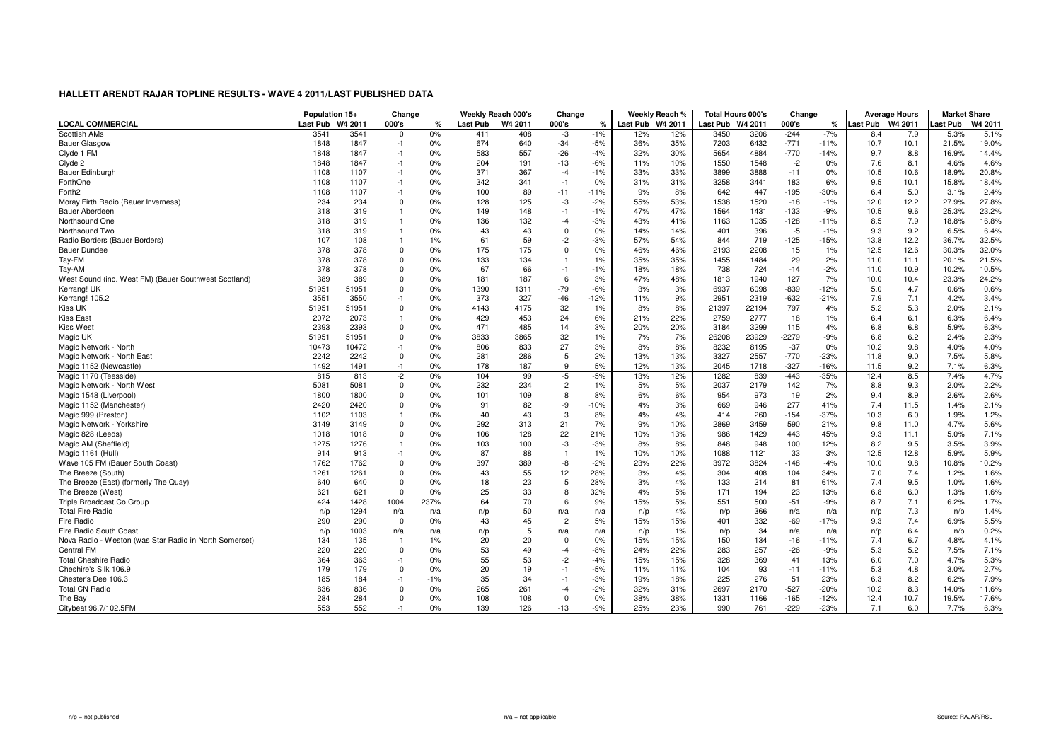## HALLETT ARENDT RAJAR TOPLINE RESULTS - WAVE 4 2011/LAST PUBLISHED DATA

| LOCAL COMMERCIAL | Population 15+ | | Change | | Weekly Reach 000's | | Change | | Weekly Reach % | | Total Hours 000's | | Change | | Average Hours | | Market Share | |
|---|---|---|---|---|---|---|---|---|---|---|---|---|---|---|---|---|---|---|
| | Last Pub | W4 2011 | 000's | % | Last Pub | W4 2011 | 000's | % | Last Pub | W4 2011 | Last Pub | W4 2011 | 000's | % | Last Pub | W4 2011 | Last Pub | W4 2011 |
| Scottish AMs | 3541 | 3541 | 0 | 0% | 411 | 408 | -3 | -1% | 12% | 12% | 3450 | 3206 | -244 | -7% | 8.4 | 7.9 | 5.3% | 5.1% |
| Bauer Glasgow | 1848 | 1847 | -1 | 0% | 674 | 640 | -34 | -5% | 36% | 35% | 7203 | 6432 | -771 | -11% | 10.7 | 10.1 | 21.5% | 19.0% |
| Clyde 1 FM | 1848 | 1847 | -1 | 0% | 583 | 557 | -26 | -4% | 32% | 30% | 5654 | 4884 | -770 | -14% | 9.7 | 8.8 | 16.9% | 14.4% |
| Clyde 2 | 1848 | 1847 | -1 | 0% | 204 | 191 | -13 | -6% | 11% | 10% | 1550 | 1548 | -2 | 0% | 7.6 | 8.1 | 4.6% | 4.6% |
| Bauer Edinburgh | 1108 | 1107 | -1 | 0% | 371 | 367 | -4 | -1% | 33% | 33% | 3899 | 3888 | -11 | 0% | 10.5 | 10.6 | 18.9% | 20.8% |
| ForthOne | 1108 | 1107 | -1 | 0% | 342 | 341 | -1 | 0% | 31% | 31% | 3258 | 3441 | 183 | 6% | 9.5 | 10.1 | 15.8% | 18.4% |
| Forth2 | 1108 | 1107 | -1 | 0% | 100 | 89 | -11 | -11% | 9% | 8% | 642 | 447 | -195 | -30% | 6.4 | 5.0 | 3.1% | 2.4% |
| Moray Firth Radio (Bauer Inverness) | 234 | 234 | 0 | 0% | 128 | 125 | -3 | -2% | 55% | 53% | 1538 | 1520 | -18 | -1% | 12.0 | 12.2 | 27.9% | 27.8% |
| Bauer Aberdeen | 318 | 319 | 1 | 0% | 149 | 148 | -1 | -1% | 47% | 47% | 1564 | 1431 | -133 | -9% | 10.5 | 9.6 | 25.3% | 23.2% |
| Northsound One | 318 | 319 | 1 | 0% | 136 | 132 | -4 | -3% | 43% | 41% | 1163 | 1035 | -128 | -11% | 8.5 | 7.9 | 18.8% | 16.8% |
| Northsound Two | 318 | 319 | 1 | 0% | 43 | 43 | 0 | 0% | 14% | 14% | 401 | 396 | -5 | -1% | 9.3 | 9.2 | 6.5% | 6.4% |
| Radio Borders (Bauer Borders) | 107 | 108 | 1 | 1% | 61 | 59 | -2 | -3% | 57% | 54% | 844 | 719 | -125 | -15% | 13.8 | 12.2 | 36.7% | 32.5% |
| Bauer Dundee | 378 | 378 | 0 | 0% | 175 | 175 | 0 | 0% | 46% | 46% | 2193 | 2208 | 15 | 1% | 12.5 | 12.6 | 30.3% | 32.0% |
| Tay-FM | 378 | 378 | 0 | 0% | 133 | 134 | 1 | 1% | 35% | 35% | 1455 | 1484 | 29 | 2% | 11.0 | 11.1 | 20.1% | 21.5% |
| Tay-AM | 378 | 378 | 0 | 0% | 67 | 66 | -1 | -1% | 18% | 18% | 738 | 724 | -14 | -2% | 11.0 | 10.9 | 10.2% | 10.5% |
| West Sound (inc. West FM) (Bauer Southwest Scotland) | 389 | 389 | 0 | 0% | 181 | 187 | 6 | 3% | 47% | 48% | 1813 | 1940 | 127 | 7% | 10.0 | 10.4 | 23.3% | 24.2% |
| Kerrang! UK | 51951 | 51951 | 0 | 0% | 1390 | 1311 | -79 | -6% | 3% | 3% | 6937 | 6098 | -839 | -12% | 5.0 | 4.7 | 0.6% | 0.6% |
| Kerrang! 105.2 | 3551 | 3550 | -1 | 0% | 373 | 327 | -46 | -12% | 11% | 9% | 2951 | 2319 | -632 | -21% | 7.9 | 7.1 | 4.2% | 3.4% |
| Kiss UK | 51951 | 51951 | 0 | 0% | 4143 | 4175 | 32 | 1% | 8% | 8% | 21397 | 22194 | 797 | 4% | 5.2 | 5.3 | 2.0% | 2.1% |
| Kiss East | 2072 | 2073 | 1 | 0% | 429 | 453 | 24 | 6% | 21% | 22% | 2759 | 2777 | 18 | 1% | 6.4 | 6.1 | 6.3% | 6.4% |
| Kiss West | 2393 | 2393 | 0 | 0% | 471 | 485 | 14 | 3% | 20% | 20% | 3184 | 3299 | 115 | 4% | 6.8 | 6.8 | 5.9% | 6.3% |
| Magic UK | 51951 | 51951 | 0 | 0% | 3833 | 3865 | 32 | 1% | 7% | 7% | 26208 | 23929 | -2279 | -9% | 6.8 | 6.2 | 2.4% | 2.3% |
| Magic Network - North | 10473 | 10472 | -1 | 0% | 806 | 833 | 27 | 3% | 8% | 8% | 8232 | 8195 | -37 | 0% | 10.2 | 9.8 | 4.0% | 4.0% |
| Magic Network - North East | 2242 | 2242 | 0 | 0% | 281 | 286 | 5 | 2% | 13% | 13% | 3327 | 2557 | -770 | -23% | 11.8 | 9.0 | 7.5% | 5.8% |
| Magic 1152 (Newcastle) | 1492 | 1491 | -1 | 0% | 178 | 187 | 9 | 5% | 12% | 13% | 2045 | 1718 | -327 | -16% | 11.5 | 9.2 | 7.1% | 6.3% |
| Magic 1170 (Teesside) | 815 | 813 | -2 | 0% | 104 | 99 | -5 | -5% | 13% | 12% | 1282 | 839 | -443 | -35% | 12.4 | 8.5 | 7.4% | 4.7% |
| Magic Network - North West | 5081 | 5081 | 0 | 0% | 232 | 234 | 2 | 1% | 5% | 5% | 2037 | 2179 | 142 | 7% | 8.8 | 9.3 | 2.0% | 2.2% |
| Magic 1548 (Liverpool) | 1800 | 1800 | 0 | 0% | 101 | 109 | 8 | 8% | 6% | 6% | 954 | 973 | 19 | 2% | 9.4 | 8.9 | 2.6% | 2.6% |
| Magic 1152 (Manchester) | 2420 | 2420 | 0 | 0% | 91 | 82 | -9 | -10% | 4% | 3% | 669 | 946 | 277 | 41% | 7.4 | 11.5 | 1.4% | 2.1% |
| Magic 999 (Preston) | 1102 | 1103 | 1 | 0% | 40 | 43 | 3 | 8% | 4% | 4% | 414 | 260 | -154 | -37% | 10.3 | 6.0 | 1.9% | 1.2% |
| Magic Network - Yorkshire | 3149 | 3149 | 0 | 0% | 292 | 313 | 21 | 7% | 9% | 10% | 2869 | 3459 | 590 | 21% | 9.8 | 11.0 | 4.7% | 5.6% |
| Magic 828 (Leeds) | 1018 | 1018 | 0 | 0% | 106 | 128 | 22 | 21% | 10% | 13% | 986 | 1429 | 443 | 45% | 9.3 | 11.1 | 5.0% | 7.1% |
| Magic AM (Sheffield) | 1275 | 1276 | 1 | 0% | 103 | 100 | -3 | -3% | 8% | 8% | 848 | 948 | 100 | 12% | 8.2 | 9.5 | 3.5% | 3.9% |
| Magic 1161 (Hull) | 914 | 913 | -1 | 0% | 87 | 88 | 1 | 1% | 10% | 10% | 1088 | 1121 | 33 | 3% | 12.5 | 12.8 | 5.9% | 5.9% |
| Wave 105 FM (Bauer South Coast) | 1762 | 1762 | 0 | 0% | 397 | 389 | -8 | -2% | 23% | 22% | 3972 | 3824 | -148 | -4% | 10.0 | 9.8 | 10.8% | 10.2% |
| The Breeze (South) | 1261 | 1261 | 0 | 0% | 43 | 55 | 12 | 28% | 3% | 4% | 304 | 408 | 104 | 34% | 7.0 | 7.4 | 1.2% | 1.6% |
| The Breeze (East) (formerly The Quay) | 640 | 640 | 0 | 0% | 18 | 23 | 5 | 28% | 3% | 4% | 133 | 214 | 81 | 61% | 7.4 | 9.5 | 1.0% | 1.6% |
| The Breeze (West) | 621 | 621 | 0 | 0% | 25 | 33 | 8 | 32% | 4% | 5% | 171 | 194 | 23 | 13% | 6.8 | 6.0 | 1.3% | 1.6% |
| Triple Broadcast Co Group | 424 | 1428 | 1004 | 237% | 64 | 70 | 6 | 9% | 15% | 5% | 551 | 500 | -51 | -9% | 8.7 | 7.1 | 6.2% | 1.7% |
| Total Fire Radio | n/p | 1294 | n/a | n/a | n/p | 50 | n/a | n/a | n/p | 4% | n/p | 366 | n/a | n/a | n/p | 7.3 | n/p | 1.4% |
| Fire Radio | 290 | 290 | 0 | 0% | 43 | 45 | 2 | 5% | 15% | 15% | 401 | 332 | -69 | -17% | 9.3 | 7.4 | 6.9% | 5.5% |
| Fire Radio South Coast | n/p | 1003 | n/a | n/a | n/p | 5 | n/a | n/a | n/p | 1% | n/p | 34 | n/a | n/a | n/p | 6.4 | n/p | 0.2% |
| Nova Radio - Weston (was Star Radio in North Somerset) | 134 | 135 | 1 | 1% | 20 | 20 | 0 | 0% | 15% | 15% | 150 | 134 | -16 | -11% | 7.4 | 6.7 | 4.8% | 4.1% |
| Central FM | 220 | 220 | 0 | 0% | 53 | 49 | -4 | -8% | 24% | 22% | 283 | 257 | -26 | -9% | 5.3 | 5.2 | 7.5% | 7.1% |
| Total Cheshire Radio | 364 | 363 | -1 | 0% | 55 | 53 | -2 | -4% | 15% | 15% | 328 | 369 | 41 | 13% | 6.0 | 7.0 | 4.7% | 5.3% |
| Cheshire's Silk 106.9 | 179 | 179 | 0 | 0% | 20 | 19 | -1 | -5% | 11% | 11% | 104 | 93 | -11 | -11% | 5.3 | 4.8 | 3.0% | 2.7% |
| Chester's Dee 106.3 | 185 | 184 | -1 | -1% | 35 | 34 | -1 | -3% | 19% | 18% | 225 | 276 | 51 | 23% | 6.3 | 8.2 | 6.2% | 7.9% |
| Total CN Radio | 836 | 836 | 0 | 0% | 265 | 261 | -4 | -2% | 32% | 31% | 2697 | 2170 | -527 | -20% | 10.2 | 8.3 | 14.0% | 11.6% |
| The Bay | 284 | 284 | 0 | 0% | 108 | 108 | 0 | 0% | 38% | 38% | 1331 | 1166 | -165 | -12% | 12.4 | 10.7 | 19.5% | 17.6% |
| Citybeat 96.7/102.5FM | 553 | 552 | -1 | 0% | 139 | 126 | -13 | -9% | 25% | 23% | 990 | 761 | -229 | -23% | 7.1 | 6.0 | 7.7% | 6.3% |

n/p = not published

n/a = not applicable

Source: RAJAR/RSL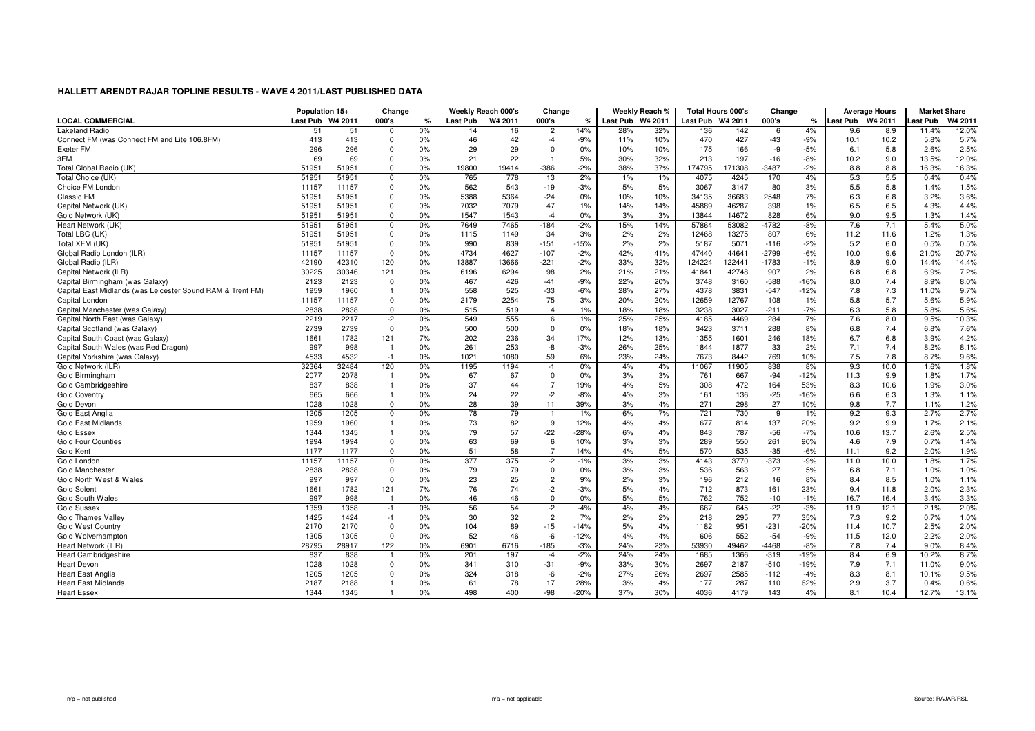# HALLETT ARENDT RAJAR TOPLINE RESULTS - WAVE 4 2011/LAST PUBLISHED DATA

| LOCAL COMMERCIAL | Population 15+ | | Change | | Weekly Reach 000's | | Change | | Weekly Reach % | | Total Hours 000's | | Change | | Average Hours | | Market Share | |
|---|---|---|---|---|---|---|---|---|---|---|---|---|---|---|---|---|---|---|
| | Last Pub | W4 2011 | 000's | % | Last Pub | W4 2011 | 000's | % | Last Pub | W4 2011 | Last Pub | W4 2011 | 000's | % | Last Pub | W4 2011 | Last Pub | W4 2011 |
| Lakeland Radio | 51 | 51 | 0 | 0% | 14 | 16 | 2 | 14% | 28% | 32% | 136 | 142 | 6 | 4% | 9.6 | 8.9 | 11.4% | 12.0% |
| Connect FM (was Connect FM and Lite 106.8FM) | 413 | 413 | 0 | 0% | 46 | 42 | -4 | -9% | 11% | 10% | 470 | 427 | -43 | -9% | 10.1 | 10.2 | 5.8% | 5.7% |
| Exeter FM | 296 | 296 | 0 | 0% | 29 | 29 | 0 | 0% | 10% | 10% | 175 | 166 | -9 | -5% | 6.1 | 5.8 | 2.6% | 2.5% |
| 3FM | 69 | 69 | 0 | 0% | 21 | 22 | 1 | 5% | 30% | 32% | 213 | 197 | -16 | -8% | 10.2 | 9.0 | 13.5% | 12.0% |
| Total Global Radio (UK) | 51951 | 51951 | 0 | 0% | 19800 | 19414 | -386 | -2% | 38% | 37% | 174795 | 171308 | -3487 | -2% | 8.8 | 8.8 | 16.3% | 16.3% |
| Total Choice (UK) | 51951 | 51951 | 0 | 0% | 765 | 778 | 13 | 2% | 1% | 1% | 4075 | 4245 | 170 | 4% | 5.3 | 5.5 | 0.4% | 0.4% |
| Choice FM London | 11157 | 11157 | 0 | 0% | 562 | 543 | -19 | -3% | 5% | 5% | 3067 | 3147 | 80 | 3% | 5.5 | 5.8 | 1.4% | 1.5% |
| Classic FM | 51951 | 51951 | 0 | 0% | 5388 | 5364 | -24 | 0% | 10% | 10% | 34135 | 36683 | 2548 | 7% | 6.3 | 6.8 | 3.2% | 3.6% |
| Capital Network (UK) | 51951 | 51951 | 0 | 0% | 7032 | 7079 | 47 | 1% | 14% | 14% | 45889 | 46287 | 398 | 1% | 6.5 | 6.5 | 4.3% | 4.4% |
| Gold Network (UK) | 51951 | 51951 | 0 | 0% | 1547 | 1543 | -4 | 0% | 3% | 3% | 13844 | 14672 | 828 | 6% | 9.0 | 9.5 | 1.3% | 1.4% |
| Heart Network (UK) | 51951 | 51951 | 0 | 0% | 7649 | 7465 | -184 | -2% | 15% | 14% | 57864 | 53082 | -4782 | -8% | 7.6 | 7.1 | 5.4% | 5.0% |
| Total LBC (UK) | 51951 | 51951 | 0 | 0% | 1115 | 1149 | 34 | 3% | 2% | 2% | 12468 | 13275 | 807 | 6% | 11.2 | 11.6 | 1.2% | 1.3% |
| Total XFM (UK) | 51951 | 51951 | 0 | 0% | 990 | 839 | -151 | -15% | 2% | 2% | 5187 | 5071 | -116 | -2% | 5.2 | 6.0 | 0.5% | 0.5% |
| Global Radio London (ILR) | 11157 | 11157 | 0 | 0% | 4734 | 4627 | -107 | -2% | 42% | 41% | 47440 | 44641 | -2799 | -6% | 10.0 | 9.6 | 21.0% | 20.7% |
| Global Radio (ILR) | 42190 | 42310 | 120 | 0% | 13887 | 13666 | -221 | -2% | 33% | 32% | 124224 | 122441 | -1783 | -1% | 8.9 | 9.0 | 14.4% | 14.4% |
| Capital Network (ILR) | 30225 | 30346 | 121 | 0% | 6196 | 6294 | 98 | 2% | 21% | 21% | 41841 | 42748 | 907 | 2% | 6.8 | 6.8 | 6.9% | 7.2% |
| Capital Birmingham (was Galaxy) | 2123 | 2123 | 0 | 0% | 467 | 426 | -41 | -9% | 22% | 20% | 3748 | 3160 | -588 | -16% | 8.0 | 7.4 | 8.9% | 8.0% |
| Capital East Midlands (was Leicester Sound RAM & Trent FM) | 1959 | 1960 | 1 | 0% | 558 | 525 | -33 | -6% | 28% | 27% | 4378 | 3831 | -547 | -12% | 7.8 | 7.3 | 11.0% | 9.7% |
| Capital London | 11157 | 11157 | 0 | 0% | 2179 | 2254 | 75 | 3% | 20% | 20% | 12659 | 12767 | 108 | 1% | 5.8 | 5.7 | 5.6% | 5.9% |
| Capital Manchester (was Galaxy) | 2838 | 2838 | 0 | 0% | 515 | 519 | 4 | 1% | 18% | 18% | 3238 | 3027 | -211 | -7% | 6.3 | 5.8 | 5.8% | 5.6% |
| Capital North East (was Galaxy) | 2219 | 2217 | -2 | 0% | 549 | 555 | 6 | 1% | 25% | 25% | 4185 | 4469 | 284 | 7% | 7.6 | 8.0 | 9.5% | 10.3% |
| Capital Scotland (was Galaxy) | 2739 | 2739 | 0 | 0% | 500 | 500 | 0 | 0% | 18% | 18% | 3423 | 3711 | 288 | 8% | 6.8 | 7.4 | 6.8% | 7.6% |
| Capital South Coast (was Galaxy) | 1661 | 1782 | 121 | 7% | 202 | 236 | 34 | 17% | 12% | 13% | 1355 | 1601 | 246 | 18% | 6.7 | 6.8 | 3.9% | 4.2% |
| Capital South Wales (was Red Dragon) | 997 | 998 | 1 | 0% | 261 | 253 | -8 | -3% | 26% | 25% | 1844 | 1877 | 33 | 2% | 7.1 | 7.4 | 8.2% | 8.1% |
| Capital Yorkshire (was Galaxy) | 4533 | 4532 | -1 | 0% | 1021 | 1080 | 59 | 6% | 23% | 24% | 7673 | 8442 | 769 | 10% | 7.5 | 7.8 | 8.7% | 9.6% |
| Gold Network (ILR) | 32364 | 32484 | 120 | 0% | 1195 | 1194 | -1 | 0% | 4% | 4% | 11067 | 11905 | 838 | 8% | 9.3 | 10.0 | 1.6% | 1.8% |
| Gold Birmingham | 2077 | 2078 | 1 | 0% | 67 | 67 | 0 | 0% | 3% | 3% | 761 | 667 | -94 | -12% | 11.3 | 9.9 | 1.8% | 1.7% |
| Gold Cambridgeshire | 837 | 838 | 1 | 0% | 37 | 44 | 7 | 19% | 4% | 5% | 308 | 472 | 164 | 53% | 8.3 | 10.6 | 1.9% | 3.0% |
| Gold Coventry | 665 | 666 | 1 | 0% | 24 | 22 | -2 | -8% | 4% | 3% | 161 | 136 | -25 | -16% | 6.6 | 6.3 | 1.3% | 1.1% |
| Gold Devon | 1028 | 1028 | 0 | 0% | 28 | 39 | 11 | 39% | 3% | 4% | 271 | 298 | 27 | 10% | 9.8 | 7.7 | 1.1% | 1.2% |
| Gold East Anglia | 1205 | 1205 | 0 | 0% | 78 | 79 | 1 | 1% | 6% | 7% | 721 | 730 | 9 | 1% | 9.2 | 9.3 | 2.7% | 2.7% |
| Gold East Midlands | 1959 | 1960 | 1 | 0% | 73 | 82 | 9 | 12% | 4% | 4% | 677 | 814 | 137 | 20% | 9.2 | 9.9 | 1.7% | 2.1% |
| Gold Essex | 1344 | 1345 | 1 | 0% | 79 | 57 | -22 | -28% | 6% | 4% | 843 | 787 | -56 | -7% | 10.6 | 13.7 | 2.6% | 2.5% |
| Gold Four Counties | 1994 | 1994 | 0 | 0% | 63 | 69 | 6 | 10% | 3% | 3% | 289 | 550 | 261 | 90% | 4.6 | 7.9 | 0.7% | 1.4% |
| Gold Kent | 1177 | 1177 | 0 | 0% | 51 | 58 | 7 | 14% | 4% | 5% | 570 | 535 | -35 | -6% | 11.1 | 9.2 | 2.0% | 1.9% |
| Gold London | 11157 | 11157 | 0 | 0% | 377 | 375 | -2 | -1% | 3% | 3% | 4143 | 3770 | -373 | -9% | 11.0 | 10.0 | 1.8% | 1.7% |
| Gold Manchester | 2838 | 2838 | 0 | 0% | 79 | 79 | 0 | 0% | 3% | 3% | 536 | 563 | 27 | 5% | 6.8 | 7.1 | 1.0% | 1.0% |
| Gold North West & Wales | 997 | 997 | 0 | 0% | 23 | 25 | 2 | 9% | 2% | 3% | 196 | 212 | 16 | 8% | 8.4 | 8.5 | 1.0% | 1.1% |
| Gold Solent | 1661 | 1782 | 121 | 7% | 76 | 74 | -2 | -3% | 5% | 4% | 712 | 873 | 161 | 23% | 9.4 | 11.8 | 2.0% | 2.3% |
| Gold South Wales | 997 | 998 | 1 | 0% | 46 | 46 | 0 | 0% | 5% | 5% | 762 | 752 | -10 | -1% | 16.7 | 16.4 | 3.4% | 3.3% |
| Gold Sussex | 1359 | 1358 | -1 | 0% | 56 | 54 | -2 | -4% | 4% | 4% | 667 | 645 | -22 | -3% | 11.9 | 12.1 | 2.1% | 2.0% |
| Gold Thames Valley | 1425 | 1424 | -1 | 0% | 30 | 32 | 2 | 7% | 2% | 2% | 218 | 295 | 77 | 35% | 7.3 | 9.2 | 0.7% | 1.0% |
| Gold West Country | 2170 | 2170 | 0 | 0% | 104 | 89 | -15 | -14% | 5% | 4% | 1182 | 951 | -231 | -20% | 11.4 | 10.7 | 2.5% | 2.0% |
| Gold Wolverhampton | 1305 | 1305 | 0 | 0% | 52 | 46 | -6 | -12% | 4% | 4% | 606 | 552 | -54 | -9% | 11.5 | 12.0 | 2.2% | 2.0% |
| Heart Network (ILR) | 28795 | 28917 | 122 | 0% | 6901 | 6716 | -185 | -3% | 24% | 23% | 53930 | 49462 | -4468 | -8% | 7.8 | 7.4 | 9.0% | 8.4% |
| Heart Cambridgeshire | 837 | 838 | 1 | 0% | 201 | 197 | -4 | -2% | 24% | 24% | 1685 | 1366 | -319 | -19% | 8.4 | 6.9 | 10.2% | 8.7% |
| Heart Devon | 1028 | 1028 | 0 | 0% | 341 | 310 | -31 | -9% | 33% | 30% | 2697 | 2187 | -510 | -19% | 7.9 | 7.1 | 11.0% | 9.0% |
| Heart East Anglia | 1205 | 1205 | 0 | 0% | 324 | 318 | -6 | -2% | 27% | 26% | 2697 | 2585 | -112 | -4% | 8.3 | 8.1 | 10.1% | 9.5% |
| Heart East Midlands | 2187 | 2188 | 1 | 0% | 61 | 78 | 17 | 28% | 3% | 4% | 177 | 287 | 110 | 62% | 2.9 | 3.7 | 0.4% | 0.6% |
| Heart Essex | 1344 | 1345 | 1 | 0% | 498 | 400 | -98 | -20% | 37% | 30% | 4036 | 4179 | 143 | 4% | 8.1 | 10.4 | 12.7% | 13.1% |

n/p = not published

n/a = not applicable

Source: RAJAR/RSL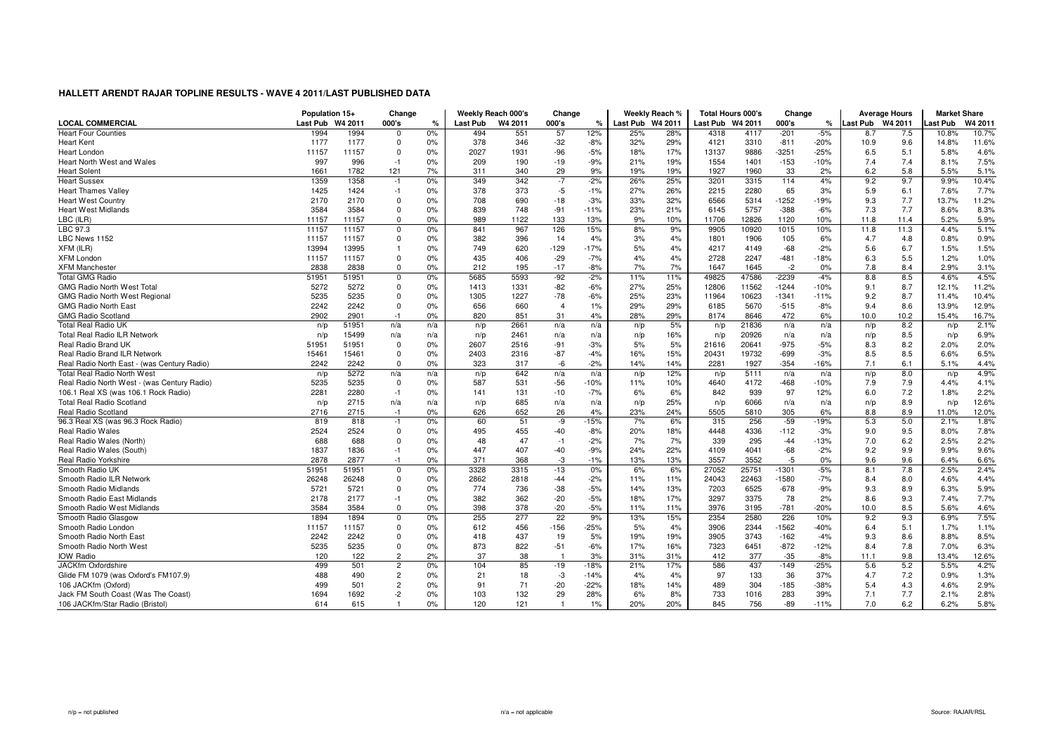## HALLETT ARENDT RAJAR TOPLINE RESULTS - WAVE 4 2011/LAST PUBLISHED DATA

| | Population 15+ | | Change | | Weekly Reach 000's | | Change | | Weekly Reach % | | Total Hours 000's | | Change | | Average Hours | | Market Share | |
|---|---|---|---|---|---|---|---|---|---|---|---|---|---|---|---|---|---|---|
| LOCAL COMMERCIAL | Last Pub | W4 2011 | 000's | % | Last Pub | W4 2011 | 000's | % | Last Pub | W4 2011 | Last Pub | W4 2011 | 000's | % | Last Pub | W4 2011 | Last Pub | W4 2011 |
| Heart Four Counties | 1994 | 1994 | 0 | 0% | 494 | 551 | 57 | 12% | 25% | 28% | 4318 | 4117 | -201 | -5% | 8.7 | 7.5 | 10.8% | 10.7% |
| Heart Kent | 1177 | 1177 | 0 | 0% | 378 | 346 | -32 | -8% | 32% | 29% | 4121 | 3310 | -811 | -20% | 10.9 | 9.6 | 14.8% | 11.6% |
| Heart London | 11157 | 11157 | 0 | 0% | 2027 | 1931 | -96 | -5% | 18% | 17% | 13137 | 9886 | -3251 | -25% | 6.5 | 5.1 | 5.8% | 4.6% |
| Heart North West and Wales | 997 | 996 | -1 | 0% | 209 | 190 | -19 | -9% | 21% | 19% | 1554 | 1401 | -153 | -10% | 7.4 | 7.4 | 8.1% | 7.5% |
| Heart Solent | 1661 | 1782 | 121 | 7% | 311 | 340 | 29 | 9% | 19% | 19% | 1927 | 1960 | 33 | 2% | 6.2 | 5.8 | 5.5% | 5.1% |
| Heart Sussex | 1359 | 1358 | -1 | 0% | 349 | 342 | -7 | -2% | 26% | 25% | 3201 | 3315 | 114 | 4% | 9.2 | 9.7 | 9.9% | 10.4% |
| Heart Thames Valley | 1425 | 1424 | -1 | 0% | 378 | 373 | -5 | -1% | 27% | 26% | 2215 | 2280 | 65 | 3% | 5.9 | 6.1 | 7.6% | 7.7% |
| Heart West Country | 2170 | 2170 | 0 | 0% | 708 | 690 | -18 | -3% | 33% | 32% | 6566 | 5314 | -1252 | -19% | 9.3 | 7.7 | 13.7% | 11.2% |
| Heart West Midlands | 3584 | 3584 | 0 | 0% | 839 | 748 | -91 | -11% | 23% | 21% | 6145 | 5757 | -388 | -6% | 7.3 | 7.7 | 8.6% | 8.3% |
| LBC (ILR) | 11157 | 11157 | 0 | 0% | 989 | 1122 | 133 | 13% | 9% | 10% | 11706 | 12826 | 1120 | 10% | 11.8 | 11.4 | 5.2% | 5.9% |
| LBC 97.3 | 11157 | 11157 | 0 | 0% | 841 | 967 | 126 | 15% | 8% | 9% | 9905 | 10920 | 1015 | 10% | 11.8 | 11.3 | 4.4% | 5.1% |
| LBC News 1152 | 11157 | 11157 | 0 | 0% | 382 | 396 | 14 | 4% | 3% | 4% | 1801 | 1906 | 105 | 6% | 4.7 | 4.8 | 0.8% | 0.9% |
| XFM (ILR) | 13994 | 13995 | 1 | 0% | 749 | 620 | -129 | -17% | 5% | 4% | 4217 | 4149 | -68 | -2% | 5.6 | 6.7 | 1.5% | 1.5% |
| XFM London | 11157 | 11157 | 0 | 0% | 435 | 406 | -29 | -7% | 4% | 4% | 2728 | 2247 | -481 | -18% | 6.3 | 5.5 | 1.2% | 1.0% |
| XFM Manchester | 2838 | 2838 | 0 | 0% | 212 | 195 | -17 | -8% | 7% | 7% | 1647 | 1645 | -2 | 0% | 7.8 | 8.4 | 2.9% | 3.1% |
| Total GMG Radio | 51951 | 51951 | 0 | 0% | 5685 | 5593 | -92 | -2% | 11% | 11% | 49825 | 47586 | -2239 | -4% | 8.8 | 8.5 | 4.6% | 4.5% |
| GMG Radio North West Total | 5272 | 5272 | 0 | 0% | 1413 | 1331 | -82 | -6% | 27% | 25% | 12806 | 11562 | -1244 | -10% | 9.1 | 8.7 | 12.1% | 11.2% |
| GMG Radio North West Regional | 5235 | 5235 | 0 | 0% | 1305 | 1227 | -78 | -6% | 25% | 23% | 11964 | 10623 | -1341 | -11% | 9.2 | 8.7 | 11.4% | 10.4% |
| GMG Radio North East | 2242 | 2242 | 0 | 0% | 656 | 660 | 4 | 1% | 29% | 29% | 6185 | 5670 | -515 | -8% | 9.4 | 8.6 | 13.9% | 12.9% |
| GMG Radio Scotland | 2902 | 2901 | -1 | 0% | 820 | 851 | 31 | 4% | 28% | 29% | 8174 | 8646 | 472 | 6% | 10.0 | 10.2 | 15.4% | 16.7% |
| Total Real Radio UK | n/p | 51951 | n/a | n/a | n/p | 2661 | n/a | n/a | n/p | 5% | n/p | 21836 | n/a | n/a | n/p | 8.2 | n/p | 2.1% |
| Total Real Radio ILR Network | n/p | 15499 | n/a | n/a | n/p | 2461 | n/a | n/a | n/p | 16% | n/p | 20926 | n/a | n/a | n/p | 8.5 | n/p | 6.9% |
| Real Radio Brand UK | 51951 | 51951 | 0 | 0% | 2607 | 2516 | -91 | -3% | 5% | 5% | 21616 | 20641 | -975 | -5% | 8.3 | 8.2 | 2.0% | 2.0% |
| Real Radio Brand ILR Network | 15461 | 15461 | 0 | 0% | 2403 | 2316 | -87 | -4% | 16% | 15% | 20431 | 19732 | -699 | -3% | 8.5 | 8.5 | 6.6% | 6.5% |
| Real Radio North East - (was Century Radio) | 2242 | 2242 | 0 | 0% | 323 | 317 | -6 | -2% | 14% | 14% | 2281 | 1927 | -354 | -16% | 7.1 | 6.1 | 5.1% | 4.4% |
| Total Real Radio North West | n/p | 5272 | n/a | n/a | n/p | 642 | n/a | n/a | n/p | 12% | n/p | 5111 | n/a | n/a | n/p | 8.0 | n/p | 4.9% |
| Real Radio North West - (was Century Radio) | 5235 | 5235 | 0 | 0% | 587 | 531 | -56 | -10% | 11% | 10% | 4640 | 4172 | -468 | -10% | 7.9 | 7.9 | 4.4% | 4.1% |
| 106.1 Real XS (was 106.1 Rock Radio) | 2281 | 2280 | -1 | 0% | 141 | 131 | -10 | -7% | 6% | 6% | 842 | 939 | 97 | 12% | 6.0 | 7.2 | 1.8% | 2.2% |
| Total Real Radio Scotland | n/p | 2715 | n/a | n/a | n/p | 685 | n/a | n/a | n/p | 25% | n/p | 6066 | n/a | n/a | n/p | 8.9 | n/p | 12.6% |
| Real Radio Scotland | 2716 | 2715 | -1 | 0% | 626 | 652 | 26 | 4% | 23% | 24% | 5505 | 5810 | 305 | 6% | 8.8 | 8.9 | 11.0% | 12.0% |
| 96.3 Real XS (was 96.3 Rock Radio) | 819 | 818 | -1 | 0% | 60 | 51 | -9 | -15% | 7% | 6% | 315 | 256 | -59 | -19% | 5.3 | 5.0 | 2.1% | 1.8% |
| Real Radio Wales | 2524 | 2524 | 0 | 0% | 495 | 455 | -40 | -8% | 20% | 18% | 4448 | 4336 | -112 | -3% | 9.0 | 9.5 | 8.0% | 7.8% |
| Real Radio Wales (North) | 688 | 688 | 0 | 0% | 48 | 47 | -1 | -2% | 7% | 7% | 339 | 295 | -44 | -13% | 7.0 | 6.2 | 2.5% | 2.2% |
| Real Radio Wales (South) | 1837 | 1836 | -1 | 0% | 447 | 407 | -40 | -9% | 24% | 22% | 4109 | 4041 | -68 | -2% | 9.2 | 9.9 | 9.9% | 9.6% |
| Real Radio Yorkshire | 2878 | 2877 | -1 | 0% | 371 | 368 | -3 | -1% | 13% | 13% | 3557 | 3552 | -5 | 0% | 9.6 | 9.6 | 6.4% | 6.6% |
| Smooth Radio UK | 51951 | 51951 | 0 | 0% | 3328 | 3315 | -13 | 0% | 6% | 6% | 27052 | 25751 | -1301 | -5% | 8.1 | 7.8 | 2.5% | 2.4% |
| Smooth Radio ILR Network | 26248 | 26248 | 0 | 0% | 2862 | 2818 | -44 | -2% | 11% | 11% | 24043 | 22463 | -1580 | -7% | 8.4 | 8.0 | 4.6% | 4.4% |
| Smooth Radio Midlands | 5721 | 5721 | 0 | 0% | 774 | 736 | -38 | -5% | 14% | 13% | 7203 | 6525 | -678 | -9% | 9.3 | 8.9 | 6.3% | 5.9% |
| Smooth Radio East Midlands | 2178 | 2177 | -1 | 0% | 382 | 362 | -20 | -5% | 18% | 17% | 3297 | 3375 | 78 | 2% | 8.6 | 9.3 | 7.4% | 7.7% |
| Smooth Radio West Midlands | 3584 | 3584 | 0 | 0% | 398 | 378 | -20 | -5% | 11% | 11% | 3976 | 3195 | -781 | -20% | 10.0 | 8.5 | 5.6% | 4.6% |
| Smooth Radio Glasgow | 1894 | 1894 | 0 | 0% | 255 | 277 | 22 | 9% | 13% | 15% | 2354 | 2580 | 226 | 10% | 9.2 | 9.3 | 6.9% | 7.5% |
| Smooth Radio London | 11157 | 11157 | 0 | 0% | 612 | 456 | -156 | -25% | 5% | 4% | 3906 | 2344 | -1562 | -40% | 6.4 | 5.1 | 1.7% | 1.1% |
| Smooth Radio North East | 2242 | 2242 | 0 | 0% | 418 | 437 | 19 | 5% | 19% | 19% | 3905 | 3743 | -162 | -4% | 9.3 | 8.6 | 8.8% | 8.5% |
| Smooth Radio North West | 5235 | 5235 | 0 | 0% | 873 | 822 | -51 | -6% | 17% | 16% | 7323 | 6451 | -872 | -12% | 8.4 | 7.8 | 7.0% | 6.3% |
| IOW Radio | 120 | 122 | 2 | 2% | 37 | 38 | 1 | 3% | 31% | 31% | 412 | 377 | -35 | -8% | 11.1 | 9.8 | 13.4% | 12.6% |
| JACKfm Oxfordshire | 499 | 501 | 2 | 0% | 104 | 85 | -19 | -18% | 21% | 17% | 586 | 437 | -149 | -25% | 5.6 | 5.2 | 5.5% | 4.2% |
| Glide FM 1079 (was Oxford's FM107.9) | 488 | 490 | 2 | 0% | 21 | 18 | -3 | -14% | 4% | 4% | 97 | 133 | 36 | 37% | 4.7 | 7.2 | 0.9% | 1.3% |
| 106 JACKfm (Oxford) | 499 | 501 | 2 | 0% | 91 | 71 | -20 | -22% | 18% | 14% | 489 | 304 | -185 | -38% | 5.4 | 4.3 | 4.6% | 2.9% |
| Jack FM South Coast (Was The Coast) | 1694 | 1692 | -2 | 0% | 103 | 132 | 29 | 28% | 6% | 8% | 733 | 1016 | 283 | 39% | 7.1 | 7.7 | 2.1% | 2.8% |
| 106 JACKfm/Star Radio (Bristol) | 614 | 615 | 1 | 0% | 120 | 121 | 1 | 1% | 20% | 20% | 845 | 756 | -89 | -11% | 7.0 | 6.2 | 6.2% | 5.8% |

n/p = not published

n/a = not applicable

Source: RAJAR/RSL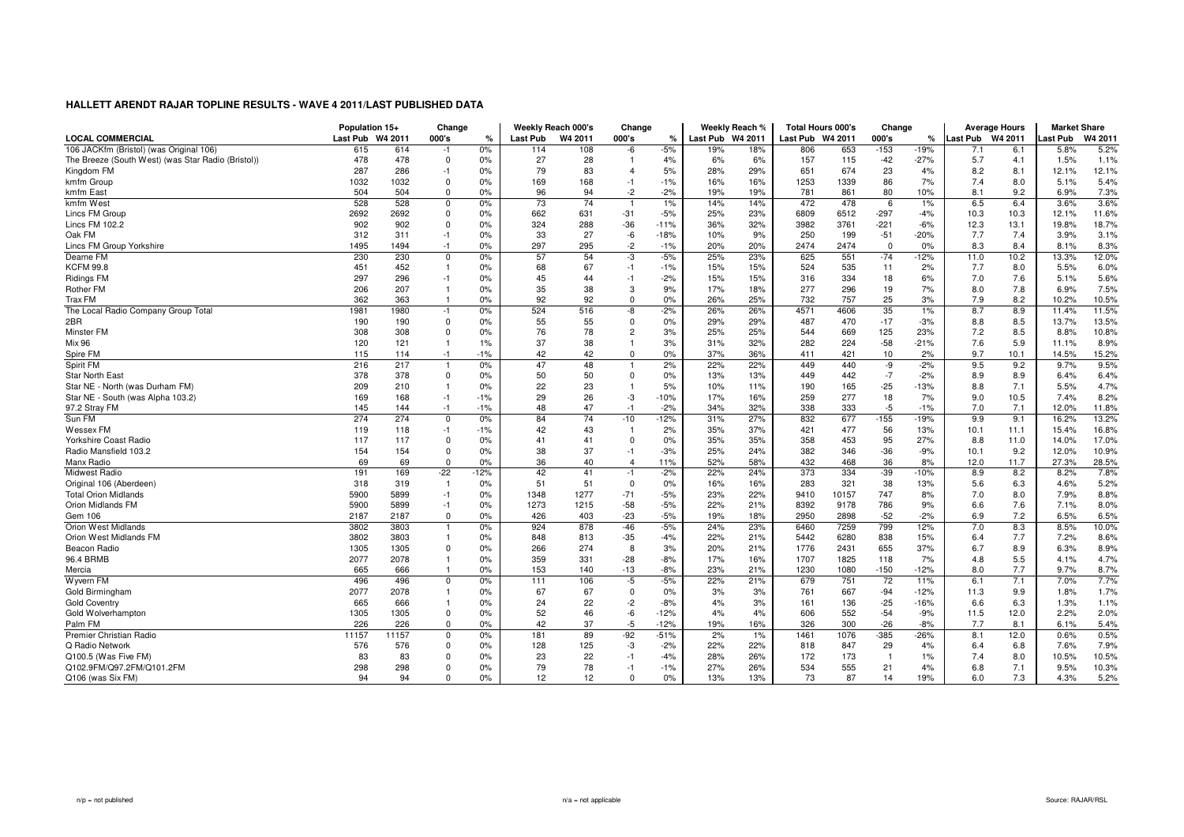# HALLETT ARENDT RAJAR TOPLINE RESULTS - WAVE 4 2011/LAST PUBLISHED DATA

| | Population 15+ | | Change | | Weekly Reach 000's | | Change | | Weekly Reach % | | Total Hours 000's | | Change | | Average Hours | | Market Share | |
|---|---|---|---|---|---|---|---|---|---|---|---|---|---|---|---|---|---|---|
| LOCAL COMMERCIAL | Last Pub | W4 2011 | 000's | % | Last Pub | W4 2011 | 000's | % | Last Pub | W4 2011 | Last Pub | W4 2011 | 000's | % | Last Pub | W4 2011 | Last Pub | W4 2011 |
| 106 JACKfm (Bristol) (was Original 106) | 615 | 614 | -1 | 0% | 114 | 108 | -6 | -5% | 19% | 18% | 806 | 653 | -153 | -19% | 7.1 | 6.1 | 5.8% | 5.2% |
| The Breeze (South West) (was Star Radio (Bristol)) | 478 | 478 | 0 | 0% | 27 | 28 | 1 | 4% | 6% | 6% | 157 | 115 | -42 | -27% | 5.7 | 4.1 | 1.5% | 1.1% |
| Kingdom FM | 287 | 286 | -1 | 0% | 79 | 83 | 4 | 5% | 28% | 29% | 651 | 674 | 23 | 4% | 8.2 | 8.1 | 12.1% | 12.1% |
| kmfm Group | 1032 | 1032 | 0 | 0% | 169 | 168 | -1 | -1% | 16% | 16% | 1253 | 1339 | 86 | 7% | 7.4 | 8.0 | 5.1% | 5.4% |
| kmfm East | 504 | 504 | 0 | 0% | 96 | 94 | -2 | -2% | 19% | 19% | 781 | 861 | 80 | 10% | 8.1 | 9.2 | 6.9% | 7.3% |
| kmfm West | 528 | 528 | 0 | 0% | 73 | 74 | 1 | 1% | 14% | 14% | 472 | 478 | 6 | 1% | 6.5 | 6.4 | 3.6% | 3.6% |
| Lincs FM Group | 2692 | 2692 | 0 | 0% | 662 | 631 | -31 | -5% | 25% | 23% | 6809 | 6512 | -297 | -4% | 10.3 | 10.3 | 12.1% | 11.6% |
| Lincs FM 102.2 | 902 | 902 | 0 | 0% | 324 | 288 | -36 | -11% | 36% | 32% | 3982 | 3761 | -221 | -6% | 12.3 | 13.1 | 19.8% | 18.7% |
| Oak FM | 312 | 311 | -1 | 0% | 33 | 27 | -6 | -18% | 10% | 9% | 250 | 199 | -51 | -20% | 7.7 | 7.4 | 3.9% | 3.1% |
| Lincs FM Group Yorkshire | 1495 | 1494 | -1 | 0% | 297 | 295 | -2 | -1% | 20% | 20% | 2474 | 2474 | 0 | 0% | 8.3 | 8.4 | 8.1% | 8.3% |
| Dearne FM | 230 | 230 | 0 | 0% | 57 | 54 | -3 | -5% | 25% | 23% | 625 | 551 | -74 | -12% | 11.0 | 10.2 | 13.3% | 12.0% |
| KCFM 99.8 | 451 | 452 | 1 | 0% | 68 | 67 | -1 | -1% | 15% | 15% | 524 | 535 | 11 | 2% | 7.7 | 8.0 | 5.5% | 6.0% |
| Ridings FM | 297 | 296 | -1 | 0% | 45 | 44 | -1 | -2% | 15% | 15% | 316 | 334 | 18 | 6% | 7.0 | 7.6 | 5.1% | 5.6% |
| Rother FM | 206 | 207 | 1 | 0% | 35 | 38 | 3 | 9% | 17% | 18% | 277 | 296 | 19 | 7% | 8.0 | 7.8 | 6.9% | 7.5% |
| Trax FM | 362 | 363 | 1 | 0% | 92 | 92 | 0 | 0% | 26% | 25% | 732 | 757 | 25 | 3% | 7.9 | 8.2 | 10.2% | 10.5% |
| The Local Radio Company Group Total | 1981 | 1980 | -1 | 0% | 524 | 516 | -8 | -2% | 26% | 26% | 4571 | 4606 | 35 | 1% | 8.7 | 8.9 | 11.4% | 11.5% |
| 2BR | 190 | 190 | 0 | 0% | 55 | 55 | 0 | 0% | 29% | 29% | 487 | 470 | -17 | -3% | 8.8 | 8.5 | 13.7% | 13.5% |
| Minster FM | 308 | 308 | 0 | 0% | 76 | 78 | 2 | 3% | 25% | 25% | 544 | 669 | 125 | 23% | 7.2 | 8.5 | 8.8% | 10.8% |
| Mix 96 | 120 | 121 | 1 | 1% | 37 | 38 | 1 | 3% | 31% | 32% | 282 | 224 | -58 | -21% | 7.6 | 5.9 | 11.1% | 8.9% |
| Spire FM | 115 | 114 | -1 | -1% | 42 | 42 | 0 | 0% | 37% | 36% | 411 | 421 | 10 | 2% | 9.7 | 10.1 | 14.5% | 15.2% |
| Spirit FM | 216 | 217 | 1 | 0% | 47 | 48 | 1 | 2% | 22% | 22% | 449 | 440 | -9 | -2% | 9.5 | 9.2 | 9.7% | 9.5% |
| Star North East | 378 | 378 | 0 | 0% | 50 | 50 | 0 | 0% | 13% | 13% | 449 | 442 | -7 | -2% | 8.9 | 8.9 | 6.4% | 6.4% |
| Star NE - North (was Durham FM) | 209 | 210 | 1 | 0% | 22 | 23 | 1 | 5% | 10% | 11% | 190 | 165 | -25 | -13% | 8.8 | 7.1 | 5.5% | 4.7% |
| Star NE - South (was Alpha 103.2) | 169 | 168 | -1 | -1% | 29 | 26 | -3 | -10% | 17% | 16% | 259 | 277 | 18 | 7% | 9.0 | 10.5 | 7.4% | 8.2% |
| 97.2 Stray FM | 145 | 144 | -1 | -1% | 48 | 47 | -1 | -2% | 34% | 32% | 338 | 333 | -5 | -1% | 7.0 | 7.1 | 12.0% | 11.8% |
| Sun FM | 274 | 274 | 0 | 0% | 84 | 74 | -10 | -12% | 31% | 27% | 832 | 677 | -155 | -19% | 9.9 | 9.1 | 16.2% | 13.2% |
| Wessex FM | 119 | 118 | -1 | -1% | 42 | 43 | 1 | 2% | 35% | 37% | 421 | 477 | 56 | 13% | 10.1 | 11.1 | 15.4% | 16.8% |
| Yorkshire Coast Radio | 117 | 117 | 0 | 0% | 41 | 41 | 0 | 0% | 35% | 35% | 358 | 453 | 95 | 27% | 8.8 | 11.0 | 14.0% | 17.0% |
| Radio Mansfield 103.2 | 154 | 154 | 0 | 0% | 38 | 37 | -1 | -3% | 25% | 24% | 382 | 346 | -36 | -9% | 10.1 | 9.2 | 12.0% | 10.9% |
| Manx Radio | 69 | 69 | 0 | 0% | 36 | 40 | 4 | 11% | 52% | 58% | 432 | 468 | 36 | 8% | 12.0 | 11.7 | 27.3% | 28.5% |
| Midwest Radio | 191 | 169 | -22 | -12% | 42 | 41 | -1 | -2% | 22% | 24% | 373 | 334 | -39 | -10% | 8.9 | 8.2 | 8.2% | 7.8% |
| Original 106 (Aberdeen) | 318 | 319 | 1 | 0% | 51 | 51 | 0 | 0% | 16% | 16% | 283 | 321 | 38 | 13% | 5.6 | 6.3 | 4.6% | 5.2% |
| Total Orion Midlands | 5900 | 5899 | -1 | 0% | 1348 | 1277 | -71 | -5% | 23% | 22% | 9410 | 10157 | 747 | 8% | 7.0 | 8.0 | 7.9% | 8.8% |
| Orion Midlands FM | 5900 | 5899 | -1 | 0% | 1273 | 1215 | -58 | -5% | 22% | 21% | 8392 | 9178 | 786 | 9% | 6.6 | 7.6 | 7.1% | 8.0% |
| Gem 106 | 2187 | 2187 | 0 | 0% | 426 | 403 | -23 | -5% | 19% | 18% | 2950 | 2898 | -52 | -2% | 6.9 | 7.2 | 6.5% | 6.5% |
| Orion West Midlands | 3802 | 3803 | 1 | 0% | 924 | 878 | -46 | -5% | 24% | 23% | 6460 | 7259 | 799 | 12% | 7.0 | 8.3 | 8.5% | 10.0% |
| Orion West Midlands FM | 3802 | 3803 | 1 | 0% | 848 | 813 | -35 | -4% | 22% | 21% | 5442 | 6280 | 838 | 15% | 6.4 | 7.7 | 7.2% | 8.6% |
| Beacon Radio | 1305 | 1305 | 0 | 0% | 266 | 274 | 8 | 3% | 20% | 21% | 1776 | 2431 | 655 | 37% | 6.7 | 8.9 | 6.3% | 8.9% |
| 96.4 BRMB | 2077 | 2078 | 1 | 0% | 359 | 331 | -28 | -8% | 17% | 16% | 1707 | 1825 | 118 | 7% | 4.8 | 5.5 | 4.1% | 4.7% |
| Mercia | 665 | 666 | 1 | 0% | 153 | 140 | -13 | -8% | 23% | 21% | 1230 | 1080 | -150 | -12% | 8.0 | 7.7 | 9.7% | 8.7% |
| Wyvern FM | 496 | 496 | 0 | 0% | 111 | 106 | -5 | -5% | 22% | 21% | 679 | 751 | 72 | 11% | 6.1 | 7.1 | 7.0% | 7.7% |
| Gold Birmingham | 2077 | 2078 | 1 | 0% | 67 | 67 | 0 | 0% | 3% | 3% | 761 | 667 | -94 | -12% | 11.3 | 9.9 | 1.8% | 1.7% |
| Gold Coventry | 665 | 666 | 1 | 0% | 24 | 22 | -2 | -8% | 4% | 3% | 161 | 136 | -25 | -16% | 6.6 | 6.3 | 1.3% | 1.1% |
| Gold Wolverhampton | 1305 | 1305 | 0 | 0% | 52 | 46 | -6 | -12% | 4% | 4% | 606 | 552 | -54 | -9% | 11.5 | 12.0 | 2.2% | 2.0% |
| Palm FM | 226 | 226 | 0 | 0% | 42 | 37 | -5 | -12% | 19% | 16% | 326 | 300 | -26 | -8% | 7.7 | 8.1 | 6.1% | 5.4% |
| Premier Christian Radio | 11157 | 11157 | 0 | 0% | 181 | 89 | -92 | -51% | 2% | 1% | 1461 | 1076 | -385 | -26% | 8.1 | 12.0 | 0.6% | 0.5% |
| Q Radio Network | 576 | 576 | 0 | 0% | 128 | 125 | -3 | -2% | 22% | 22% | 818 | 847 | 29 | 4% | 6.4 | 6.8 | 7.6% | 7.9% |
| Q100.5 (Was Five FM) | 83 | 83 | 0 | 0% | 23 | 22 | -1 | -4% | 28% | 26% | 172 | 173 | 1 | 1% | 7.4 | 8.0 | 10.5% | 10.5% |
| Q102.9FM/Q97.2FM/Q101.2FM | 298 | 298 | 0 | 0% | 79 | 78 | -1 | -1% | 27% | 26% | 534 | 555 | 21 | 4% | 6.8 | 7.1 | 9.5% | 10.3% |
| Q106 (was Six FM) | 94 | 94 | 0 | 0% | 12 | 12 | 0 | 0% | 13% | 13% | 73 | 87 | 14 | 19% | 6.0 | 7.3 | 4.3% | 5.2% |

n/p = not published

n/a = not applicable

Source: RAJAR/RSL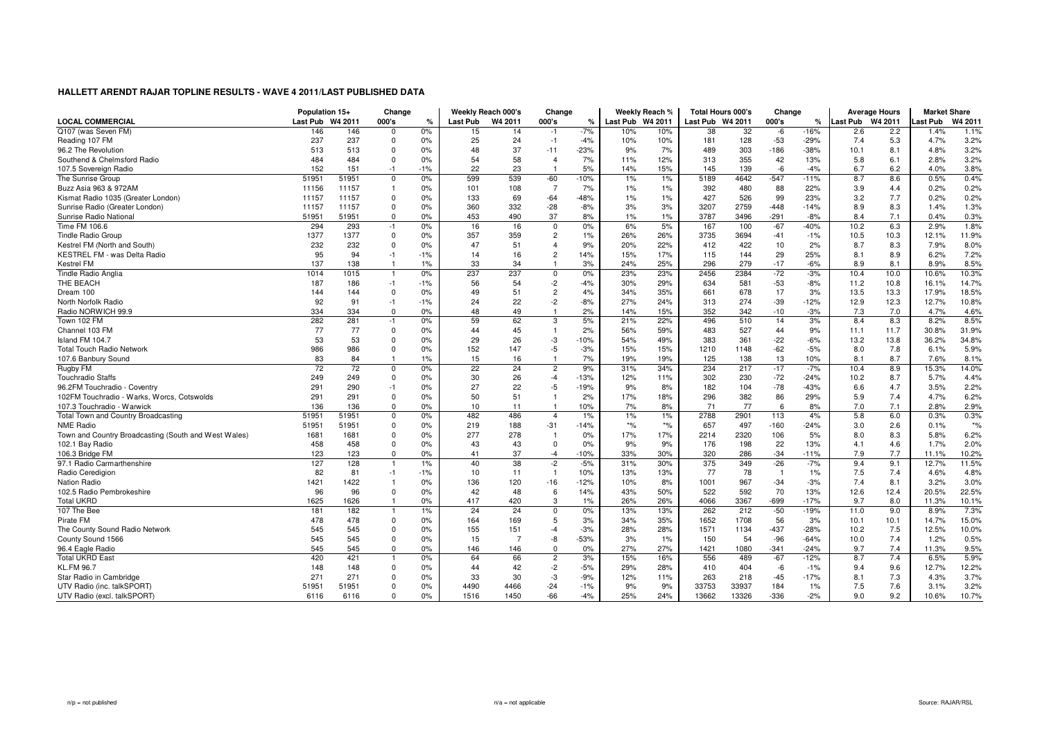## HALLETT ARENDT RAJAR TOPLINE RESULTS - WAVE 4 2011/LAST PUBLISHED DATA

| LOCAL COMMERCIAL | Population 15+ | | Change | | Weekly Reach 000's | | Change | | Weekly Reach % | | Total Hours 000's | | Change | | Average Hours | | Market Share | |
|---|---|---|---|---|---|---|---|---|---|---|---|---|---|---|---|---|---|---|
| | Last Pub | W4 2011 | 000's | % | Last Pub | W4 2011 | 000's | % | Last Pub | W4 2011 | Last Pub | W4 2011 | 000's | % | Last Pub | W4 2011 | Last Pub | W4 2011 |
| Q107 (was Seven FM) | 146 | 146 | 0 | 0% | 15 | 14 | -1 | -7% | 10% | 10% | 38 | 32 | -6 | -16% | 2.6 | 2.2 | 1.4% | 1.1% |
| Reading 107 FM | 237 | 237 | 0 | 0% | 25 | 24 | -1 | -4% | 10% | 10% | 181 | 128 | -53 | -29% | 7.4 | 5.3 | 4.7% | 3.2% |
| 96.2 The Revolution | 513 | 513 | 0 | 0% | 48 | 37 | -11 | -23% | 9% | 7% | 489 | 303 | -186 | -38% | 10.1 | 8.1 | 4.8% | 3.2% |
| Southend & Chelmsford Radio | 484 | 484 | 0 | 0% | 54 | 58 | 4 | 7% | 11% | 12% | 313 | 355 | 42 | 13% | 5.8 | 6.1 | 2.8% | 3.2% |
| 107.5 Sovereign Radio | 152 | 151 | -1 | -1% | 22 | 23 | 1 | 5% | 14% | 15% | 145 | 139 | -6 | -4% | 6.7 | 6.2 | 4.0% | 3.8% |
| The Sunrise Group | 51951 | 51951 | 0 | 0% | 599 | 539 | -60 | -10% | 1% | 1% | 5189 | 4642 | -547 | -11% | 8.7 | 8.6 | 0.5% | 0.4% |
| Buzz Asia 963 & 972AM | 11156 | 11157 | 1 | 0% | 101 | 108 | 7 | 7% | 1% | 1% | 392 | 480 | 88 | 22% | 3.9 | 4.4 | 0.2% | 0.2% |
| Kismat Radio 1035 (Greater London) | 11157 | 11157 | 0 | 0% | 133 | 69 | -64 | -48% | 1% | 1% | 427 | 526 | 99 | 23% | 3.2 | 7.7 | 0.2% | 0.2% |
| Sunrise Radio (Greater London) | 11157 | 11157 | 0 | 0% | 360 | 332 | -28 | -8% | 3% | 3% | 3207 | 2759 | -448 | -14% | 8.9 | 8.3 | 1.4% | 1.3% |
| Sunrise Radio National | 51951 | 51951 | 0 | 0% | 453 | 490 | 37 | 8% | 1% | 1% | 3787 | 3496 | -291 | -8% | 8.4 | 7.1 | 0.4% | 0.3% |
| Time FM 106.6 | 294 | 293 | -1 | 0% | 16 | 16 | 0 | 0% | 6% | 5% | 167 | 100 | -67 | -40% | 10.2 | 6.3 | 2.9% | 1.8% |
| Tindle Radio Group | 1377 | 1377 | 0 | 0% | 357 | 359 | 2 | 1% | 26% | 26% | 3735 | 3694 | -41 | -1% | 10.5 | 10.3 | 12.1% | 11.9% |
| Kestrel FM (North and South) | 232 | 232 | 0 | 0% | 47 | 51 | 4 | 9% | 20% | 22% | 412 | 422 | 10 | 2% | 8.7 | 8.3 | 7.9% | 8.0% |
| KESTREL FM - was Delta Radio | 95 | 94 | -1 | -1% | 14 | 16 | 2 | 14% | 15% | 17% | 115 | 144 | 29 | 25% | 8.1 | 8.9 | 6.2% | 7.2% |
| Kestrel FM | 137 | 138 | 1 | 1% | 33 | 34 | 1 | 3% | 24% | 25% | 296 | 279 | -17 | -6% | 8.9 | 8.1 | 8.9% | 8.5% |
| Tindle Radio Anglia | 1014 | 1015 | 1 | 0% | 237 | 237 | 0 | 0% | 23% | 23% | 2456 | 2384 | -72 | -3% | 10.4 | 10.0 | 10.6% | 10.3% |
| THE BEACH | 187 | 186 | -1 | -1% | 56 | 54 | -2 | -4% | 30% | 29% | 634 | 581 | -53 | -8% | 11.2 | 10.8 | 16.1% | 14.7% |
| Dream 100 | 144 | 144 | 0 | 0% | 49 | 51 | 2 | 4% | 34% | 35% | 661 | 678 | 17 | 3% | 13.5 | 13.3 | 17.9% | 18.5% |
| North Norfolk Radio | 92 | 91 | -1 | -1% | 24 | 22 | -2 | -8% | 27% | 24% | 313 | 274 | -39 | -12% | 12.9 | 12.3 | 12.7% | 10.8% |
| Radio NORWICH 99.9 | 334 | 334 | 0 | 0% | 48 | 49 | 1 | 2% | 14% | 15% | 352 | 342 | -10 | -3% | 7.3 | 7.0 | 4.7% | 4.6% |
| Town 102 FM | 282 | 281 | -1 | 0% | 59 | 62 | 3 | 5% | 21% | 22% | 496 | 510 | 14 | 3% | 8.4 | 8.3 | 8.2% | 8.5% |
| Channel 103 FM | 77 | 77 | 0 | 0% | 44 | 45 | 1 | 2% | 56% | 59% | 483 | 527 | 44 | 9% | 11.1 | 11.7 | 30.8% | 31.9% |
| Island FM 104.7 | 53 | 53 | 0 | 0% | 29 | 26 | -3 | -10% | 54% | 49% | 383 | 361 | -22 | -6% | 13.2 | 13.8 | 36.2% | 34.8% |
| Total Touch Radio Network | 986 | 986 | 0 | 0% | 152 | 147 | -5 | -3% | 15% | 15% | 1210 | 1148 | -62 | -5% | 8.0 | 7.8 | 6.1% | 5.9% |
| 107.6 Banbury Sound | 83 | 84 | 1 | 1% | 15 | 16 | 1 | 7% | 19% | 19% | 125 | 138 | 13 | 10% | 8.1 | 8.7 | 7.6% | 8.1% |
| Rugby FM | 72 | 72 | 0 | 0% | 22 | 24 | 2 | 9% | 31% | 34% | 234 | 217 | -17 | -7% | 10.4 | 8.9 | 15.3% | 14.0% |
| Touchradio Staffs | 249 | 249 | 0 | 0% | 30 | 26 | -4 | -13% | 12% | 11% | 302 | 230 | -72 | -24% | 10.2 | 8.7 | 5.7% | 4.4% |
| 96.2FM Touchradio - Coventry | 291 | 290 | -1 | 0% | 27 | 22 | -5 | -19% | 9% | 8% | 182 | 104 | -78 | -43% | 6.6 | 4.7 | 3.5% | 2.2% |
| 102FM Touchradio - Warks, Worcs, Cotswolds | 291 | 291 | 0 | 0% | 50 | 51 | 1 | 2% | 17% | 18% | 296 | 382 | 86 | 29% | 5.9 | 7.4 | 4.7% | 6.2% |
| 107.3 Touchradio - Warwick | 136 | 136 | 0 | 0% | 10 | 11 | 1 | 10% | 7% | 8% | 71 | 77 | 6 | 8% | 7.0 | 7.1 | 2.8% | 2.9% |
| Total Town and Country Broadcasting | 51951 | 51951 | 0 | 0% | 482 | 486 | 4 | 1% | 1% | 1% | 2788 | 2901 | 113 | 4% | 5.8 | 6.0 | 0.3% | 0.3% |
| NME Radio | 51951 | 51951 | 0 | 0% | 219 | 188 | -31 | -14% | *% | *% | 657 | 497 | -160 | -24% | 3.0 | 2.6 | 0.1% | *% |
| Town and Country Broadcasting (South and West Wales) | 1681 | 1681 | 0 | 0% | 277 | 278 | 1 | 0% | 17% | 17% | 2214 | 2320 | 106 | 5% | 8.0 | 8.3 | 5.8% | 6.2% |
| 102.1 Bay Radio | 458 | 458 | 0 | 0% | 43 | 43 | 0 | 0% | 9% | 9% | 176 | 198 | 22 | 13% | 4.1 | 4.6 | 1.7% | 2.0% |
| 106.3 Bridge FM | 123 | 123 | 0 | 0% | 41 | 37 | -4 | -10% | 33% | 30% | 320 | 286 | -34 | -11% | 7.9 | 7.7 | 11.1% | 10.2% |
| 97.1 Radio Carmarthenshire | 127 | 128 | 1 | 1% | 40 | 38 | -2 | -5% | 31% | 30% | 375 | 349 | -26 | -7% | 9.4 | 9.1 | 12.7% | 11.5% |
| Radio Ceredigion | 82 | 81 | -1 | -1% | 10 | 11 | 1 | 10% | 13% | 13% | 77 | 78 | 1 | 1% | 7.5 | 7.4 | 4.6% | 4.8% |
| Nation Radio | 1421 | 1422 | 1 | 0% | 136 | 120 | -16 | -12% | 10% | 8% | 1001 | 967 | -34 | -3% | 7.4 | 8.1 | 3.2% | 3.0% |
| 102.5 Radio Pembrokeshire | 96 | 96 | 0 | 0% | 42 | 48 | 6 | 14% | 43% | 50% | 522 | 592 | 70 | 13% | 12.6 | 12.4 | 20.5% | 22.5% |
| Total UKRD | 1625 | 1626 | 1 | 0% | 417 | 420 | 3 | 1% | 26% | 26% | 4066 | 3367 | -699 | -17% | 9.7 | 8.0 | 11.3% | 10.1% |
| 107 The Bee | 181 | 182 | 1 | 1% | 24 | 24 | 0 | 0% | 13% | 13% | 262 | 212 | -50 | -19% | 11.0 | 9.0 | 8.9% | 7.3% |
| Pirate FM | 478 | 478 | 0 | 0% | 164 | 169 | 5 | 3% | 34% | 35% | 1652 | 1708 | 56 | 3% | 10.1 | 10.1 | 14.7% | 15.0% |
| The County Sound Radio Network | 545 | 545 | 0 | 0% | 155 | 151 | -4 | -3% | 28% | 28% | 1571 | 1134 | -437 | -28% | 10.2 | 7.5 | 12.5% | 10.0% |
| County Sound 1566 | 545 | 545 | 0 | 0% | 15 | 7 | -8 | -53% | 3% | 1% | 150 | 54 | -96 | -64% | 10.0 | 7.4 | 1.2% | 0.5% |
| 96.4 Eagle Radio | 545 | 545 | 0 | 0% | 146 | 146 | 0 | 0% | 27% | 27% | 1421 | 1080 | -341 | -24% | 9.7 | 7.4 | 11.3% | 9.5% |
| Total UKRD East | 420 | 421 | 1 | 0% | 64 | 66 | 2 | 3% | 15% | 16% | 556 | 489 | -67 | -12% | 8.7 | 7.4 | 6.5% | 5.9% |
| KL.FM 96.7 | 148 | 148 | 0 | 0% | 44 | 42 | -2 | -5% | 29% | 28% | 410 | 404 | -6 | -1% | 9.4 | 9.6 | 12.7% | 12.2% |
| Star Radio in Cambridge | 271 | 271 | 0 | 0% | 33 | 30 | -3 | -9% | 12% | 11% | 263 | 218 | -45 | -17% | 8.1 | 7.3 | 4.3% | 3.7% |
| UTV Radio (inc. talkSPORT) | 51951 | 51951 | 0 | 0% | 4490 | 4466 | -24 | -1% | 9% | 9% | 33753 | 33937 | 184 | 1% | 7.5 | 7.6 | 3.1% | 3.2% |
| UTV Radio (excl. talkSPORT) | 6116 | 6116 | 0 | 0% | 1516 | 1450 | -66 | -4% | 25% | 24% | 13662 | 13326 | -336 | -2% | 9.0 | 9.2 | 10.6% | 10.7% |

n/p = not published

n/a = not applicable

Source: RAJAR/RSL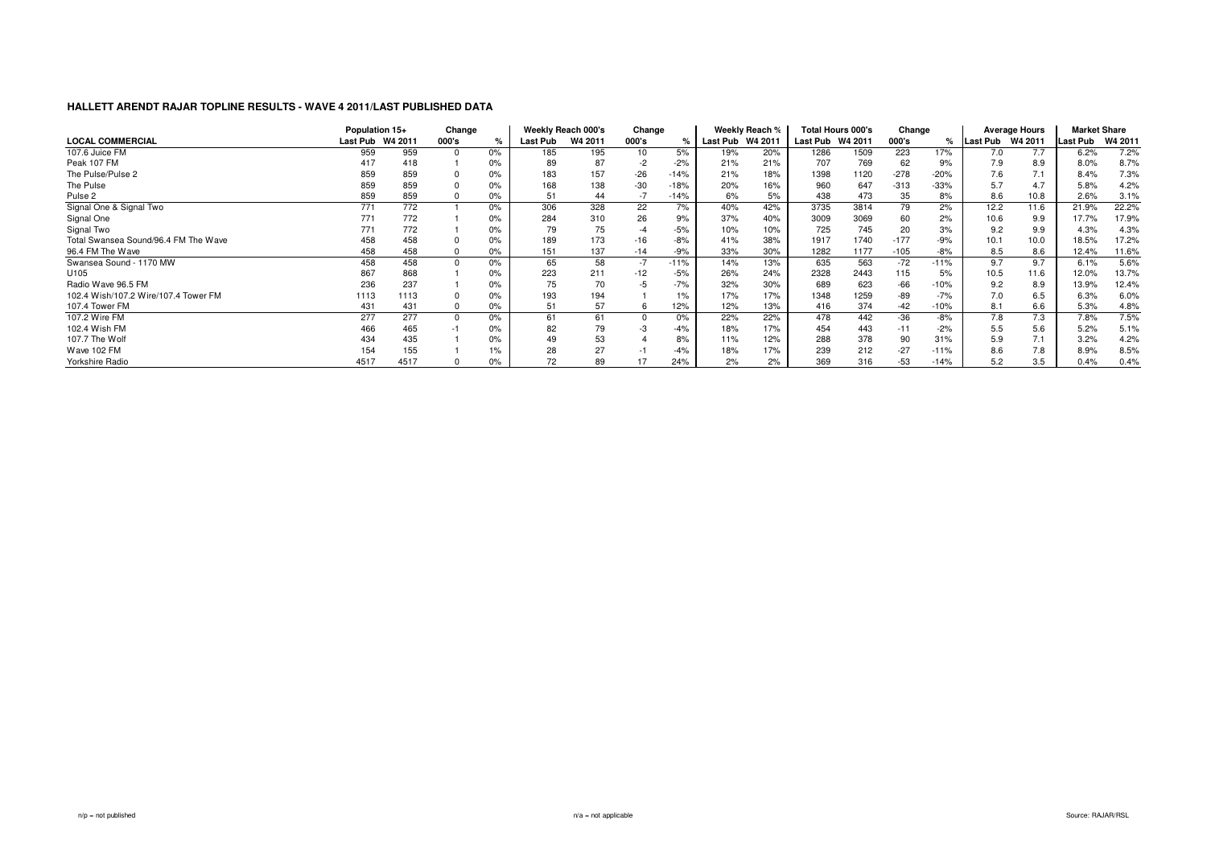## HALLETT ARENDT RAJAR TOPLINE RESULTS - WAVE 4 2011/LAST PUBLISHED DATA

| | Population 15+ | | Change | | Weekly Reach 000's | | Change | | Weekly Reach % | | Total Hours 000's | | Change | | Average Hours | | Market Share | |
|---|---|---|---|---|---|---|---|---|---|---|---|---|---|---|---|---|---|---|
| LOCAL COMMERCIAL | Last Pub | W4 2011 | 000's | % | Last Pub | W4 2011 | 000's | % | Last Pub | W4 2011 | Last Pub | W4 2011 | 000's | % | Last Pub | W4 2011 | Last Pub | W4 2011 |
| 107.6 Juice FM | 959 | 959 | 0 | 0% | 185 | 195 | 10 | 5% | 19% | 20% | 1286 | 1509 | 223 | 17% | 7.0 | 7.7 | 6.2% | 7.2% |
| Peak 107 FM | 417 | 418 | 1 | 0% | 89 | 87 | -2 | -2% | 21% | 21% | 707 | 769 | 62 | 9% | 7.9 | 8.9 | 8.0% | 8.7% |
| The Pulse/Pulse 2 | 859 | 859 | 0 | 0% | 183 | 157 | -26 | -14% | 21% | 18% | 1398 | 1120 | -278 | -20% | 7.6 | 7.1 | 8.4% | 7.3% |
| The Pulse | 859 | 859 | 0 | 0% | 168 | 138 | -30 | -18% | 20% | 16% | 960 | 647 | -313 | -33% | 5.7 | 4.7 | 5.8% | 4.2% |
| Pulse 2 | 859 | 859 | 0 | 0% | 51 | 44 | -7 | -14% | 6% | 5% | 438 | 473 | 35 | 8% | 8.6 | 10.8 | 2.6% | 3.1% |
| Signal One & Signal Two | 771 | 772 | 1 | 0% | 306 | 328 | 22 | 7% | 40% | 42% | 3735 | 3814 | 79 | 2% | 12.2 | 11.6 | 21.9% | 22.2% |
| Signal One | 771 | 772 | 1 | 0% | 284 | 310 | 26 | 9% | 37% | 40% | 3009 | 3069 | 60 | 2% | 10.6 | 9.9 | 17.7% | 17.9% |
| Signal Two | 771 | 772 | 1 | 0% | 79 | 75 | -4 | -5% | 10% | 10% | 725 | 745 | 20 | 3% | 9.2 | 9.9 | 4.3% | 4.3% |
| Total Swansea Sound/96.4 FM The Wave | 458 | 458 | 0 | 0% | 189 | 173 | -16 | -8% | 41% | 38% | 1917 | 1740 | -177 | -9% | 10.1 | 10.0 | 18.5% | 17.2% |
| 96.4 FM The Wave | 458 | 458 | 0 | 0% | 151 | 137 | -14 | -9% | 33% | 30% | 1282 | 1177 | -105 | -8% | 8.5 | 8.6 | 12.4% | 11.6% |
| Swansea Sound - 1170 MW | 458 | 458 | 0 | 0% | 65 | 58 | -7 | -11% | 14% | 13% | 635 | 563 | -72 | -11% | 9.7 | 9.7 | 6.1% | 5.6% |
| U105 | 867 | 868 | 1 | 0% | 223 | 211 | -12 | -5% | 26% | 24% | 2328 | 2443 | 115 | 5% | 10.5 | 11.6 | 12.0% | 13.7% |
| Radio Wave 96.5 FM | 236 | 237 | 1 | 0% | 75 | 70 | -5 | -7% | 32% | 30% | 689 | 623 | -66 | -10% | 9.2 | 8.9 | 13.9% | 12.4% |
| 102.4 Wish/107.2 Wire/107.4 Tower FM | 1113 | 1113 | 0 | 0% | 193 | 194 | 1 | 1% | 17% | 17% | 1348 | 1259 | -89 | -7% | 7.0 | 6.5 | 6.3% | 6.0% |
| 107.4 Tower FM | 431 | 431 | 0 | 0% | 51 | 57 | 6 | 12% | 12% | 13% | 416 | 374 | -42 | -10% | 8.1 | 6.6 | 5.3% | 4.8% |
| 107.2 Wire FM | 277 | 277 | 0 | 0% | 61 | 61 | 0 | 0% | 22% | 22% | 478 | 442 | -36 | -8% | 7.8 | 7.3 | 7.8% | 7.5% |
| 102.4 Wish FM | 466 | 465 | -1 | 0% | 82 | 79 | -3 | -4% | 18% | 17% | 454 | 443 | -11 | -2% | 5.5 | 5.6 | 5.2% | 5.1% |
| 107.7 The Wolf | 434 | 435 | 1 | 0% | 49 | 53 | 4 | 8% | 11% | 12% | 288 | 378 | 90 | 31% | 5.9 | 7.1 | 3.2% | 4.2% |
| Wave 102 FM | 154 | 155 | 1 | 1% | 28 | 27 | -1 | -4% | 18% | 17% | 239 | 212 | -27 | -11% | 8.6 | 7.8 | 8.9% | 8.5% |
| Yorkshire Radio | 4517 | 4517 | 0 | 0% | 72 | 89 | 17 | 24% | 2% | 2% | 369 | 316 | -53 | -14% | 5.2 | 3.5 | 0.4% | 0.4% |

n/p = not published

n/a = not applicable

Source: RAJAR/RSL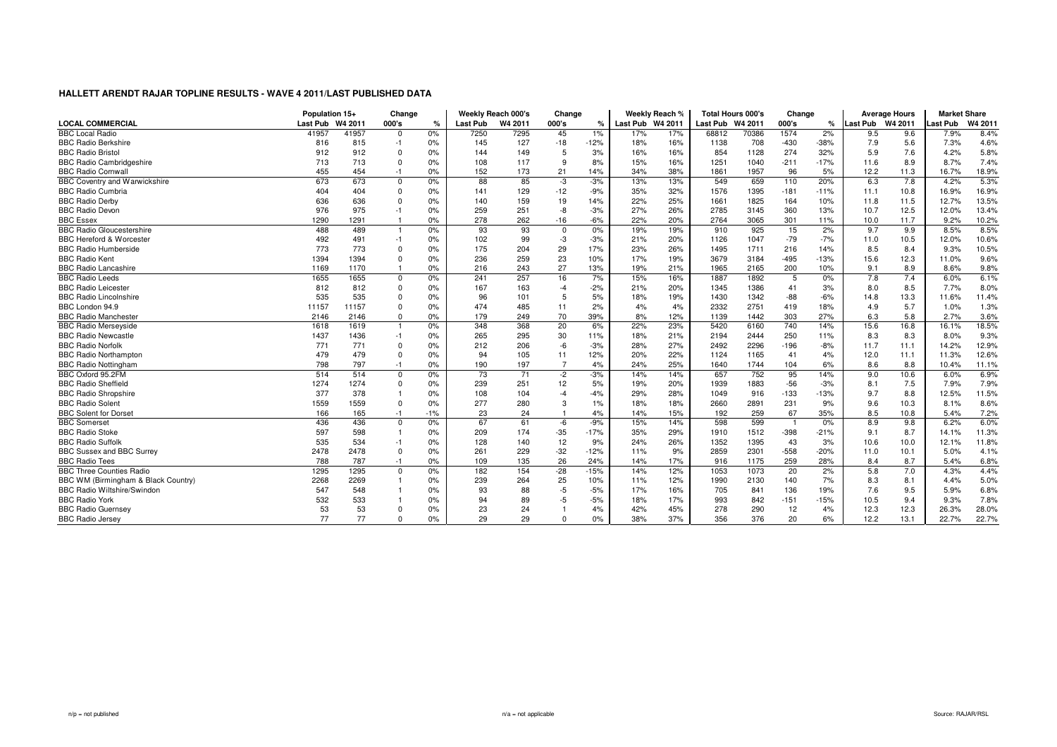## HALLETT ARENDT RAJAR TOPLINE RESULTS - WAVE 4 2011/LAST PUBLISHED DATA

| | Population 15+ | | Change | | Weekly Reach 000's | | Change | | Weekly Reach % | | Total Hours 000's | | Change | | Average Hours | | Market Share | |
|---|---|---|---|---|---|---|---|---|---|---|---|---|---|---|---|---|---|---|
| **LOCAL COMMERCIAL** | Last Pub | W4 2011 | 000's | % | Last Pub | W4 2011 | 000's | % | Last Pub | W4 2011 | Last Pub | W4 2011 | 000's | % | Last Pub | W4 2011 | Last Pub | W4 2011 |
| BBC Local Radio | 41957 | 41957 | 0 | 0% | 7250 | 7295 | 45 | 1% | 17% | 17% | 68812 | 70386 | 1574 | 2% | 9.5 | 9.6 | 7.9% | 8.4% |
| BBC Radio Berkshire | 816 | 815 | -1 | 0% | 145 | 127 | -18 | -12% | 18% | 16% | 1138 | 708 | -430 | -38% | 7.9 | 5.6 | 7.3% | 4.6% |
| BBC Radio Bristol | 912 | 912 | 0 | 0% | 144 | 149 | 5 | 3% | 16% | 16% | 854 | 1128 | 274 | 32% | 5.9 | 7.6 | 4.2% | 5.8% |
| BBC Radio Cambridgeshire | 713 | 713 | 0 | 0% | 108 | 117 | 9 | 8% | 15% | 16% | 1251 | 1040 | -211 | -17% | 11.6 | 8.9 | 8.7% | 7.4% |
| BBC Radio Cornwall | 455 | 454 | -1 | 0% | 152 | 173 | 21 | 14% | 34% | 38% | 1861 | 1957 | 96 | 5% | 12.2 | 11.3 | 16.7% | 18.9% |
| BBC Coventry and Warwickshire | 673 | 673 | 0 | 0% | 88 | 85 | -3 | -3% | 13% | 13% | 549 | 659 | 110 | 20% | 6.3 | 7.8 | 4.2% | 5.3% |
| BBC Radio Cumbria | 404 | 404 | 0 | 0% | 141 | 129 | -12 | -9% | 35% | 32% | 1576 | 1395 | -181 | -11% | 11.1 | 10.8 | 16.9% | 16.9% |
| BBC Radio Derby | 636 | 636 | 0 | 0% | 140 | 159 | 19 | 14% | 22% | 25% | 1661 | 1825 | 164 | 10% | 11.8 | 11.5 | 12.7% | 13.5% |
| BBC Radio Devon | 976 | 975 | -1 | 0% | 259 | 251 | -8 | -3% | 27% | 26% | 2785 | 3145 | 360 | 13% | 10.7 | 12.5 | 12.0% | 13.4% |
| BBC Essex | 1290 | 1291 | 1 | 0% | 278 | 262 | -16 | -6% | 22% | 20% | 2764 | 3065 | 301 | 11% | 10.0 | 11.7 | 9.2% | 10.2% |
| BBC Radio Gloucestershire | 488 | 489 | 1 | 0% | 93 | 93 | 0 | 0% | 19% | 19% | 910 | 925 | 15 | 2% | 9.7 | 9.9 | 8.5% | 8.5% |
| BBC Hereford & Worcester | 492 | 491 | -1 | 0% | 102 | 99 | -3 | -3% | 21% | 20% | 1126 | 1047 | -79 | -7% | 11.0 | 10.5 | 12.0% | 10.6% |
| BBC Radio Humberside | 773 | 773 | 0 | 0% | 175 | 204 | 29 | 17% | 23% | 26% | 1495 | 1711 | 216 | 14% | 8.5 | 8.4 | 9.3% | 10.5% |
| BBC Radio Kent | 1394 | 1394 | 0 | 0% | 236 | 259 | 23 | 10% | 17% | 19% | 3679 | 3184 | -495 | -13% | 15.6 | 12.3 | 11.0% | 9.6% |
| BBC Radio Lancashire | 1169 | 1170 | 1 | 0% | 216 | 243 | 27 | 13% | 19% | 21% | 1965 | 2165 | 200 | 10% | 9.1 | 8.9 | 8.6% | 9.8% |
| BBC Radio Leeds | 1655 | 1655 | 0 | 0% | 241 | 257 | 16 | 7% | 15% | 16% | 1887 | 1892 | 5 | 0% | 7.8 | 7.4 | 6.0% | 6.1% |
| BBC Radio Leicester | 812 | 812 | 0 | 0% | 167 | 163 | -4 | -2% | 21% | 20% | 1345 | 1386 | 41 | 3% | 8.0 | 8.5 | 7.7% | 8.0% |
| BBC Radio Lincolnshire | 535 | 535 | 0 | 0% | 96 | 101 | 5 | 5% | 18% | 19% | 1430 | 1342 | -88 | -6% | 14.8 | 13.3 | 11.6% | 11.4% |
| BBC London 94.9 | 11157 | 11157 | 0 | 0% | 474 | 485 | 11 | 2% | 4% | 4% | 2332 | 2751 | 419 | 18% | 4.9 | 5.7 | 1.0% | 1.3% |
| BBC Radio Manchester | 2146 | 2146 | 0 | 0% | 179 | 249 | 70 | 39% | 8% | 12% | 1139 | 1442 | 303 | 27% | 6.3 | 5.8 | 2.7% | 3.6% |
| BBC Radio Merseyside | 1618 | 1619 | 1 | 0% | 348 | 368 | 20 | 6% | 22% | 23% | 5420 | 6160 | 740 | 14% | 15.6 | 16.8 | 16.1% | 18.5% |
| BBC Radio Newcastle | 1437 | 1436 | -1 | 0% | 265 | 295 | 30 | 11% | 18% | 21% | 2194 | 2444 | 250 | 11% | 8.3 | 8.3 | 8.0% | 9.3% |
| BBC Radio Norfolk | 771 | 771 | 0 | 0% | 212 | 206 | -6 | -3% | 28% | 27% | 2492 | 2296 | -196 | -8% | 11.7 | 11.1 | 14.2% | 12.9% |
| BBC Radio Northampton | 479 | 479 | 0 | 0% | 94 | 105 | 11 | 12% | 20% | 22% | 1124 | 1165 | 41 | 4% | 12.0 | 11.1 | 11.3% | 12.6% |
| BBC Radio Nottingham | 798 | 797 | -1 | 0% | 190 | 197 | 7 | 4% | 24% | 25% | 1640 | 1744 | 104 | 6% | 8.6 | 8.8 | 10.4% | 11.1% |
| BBC Oxford 95.2FM | 514 | 514 | 0 | 0% | 73 | 71 | -2 | -3% | 14% | 14% | 657 | 752 | 95 | 14% | 9.0 | 10.6 | 6.0% | 6.9% |
| BBC Radio Sheffield | 1274 | 1274 | 0 | 0% | 239 | 251 | 12 | 5% | 19% | 20% | 1939 | 1883 | -56 | -3% | 8.1 | 7.5 | 7.9% | 7.9% |
| BBC Radio Shropshire | 377 | 378 | 1 | 0% | 108 | 104 | -4 | -4% | 29% | 28% | 1049 | 916 | -133 | -13% | 9.7 | 8.8 | 12.5% | 11.5% |
| BBC Radio Solent | 1559 | 1559 | 0 | 0% | 277 | 280 | 3 | 1% | 18% | 18% | 2660 | 2891 | 231 | 9% | 9.6 | 10.3 | 8.1% | 8.6% |
| BBC Solent for Dorset | 166 | 165 | -1 | -1% | 23 | 24 | 1 | 4% | 14% | 15% | 192 | 259 | 67 | 35% | 8.5 | 10.8 | 5.4% | 7.2% |
| BBC Somerset | 436 | 436 | 0 | 0% | 67 | 61 | -6 | -9% | 15% | 14% | 598 | 599 | 1 | 0% | 8.9 | 9.8 | 6.2% | 6.0% |
| BBC Radio Stoke | 597 | 598 | 1 | 0% | 209 | 174 | -35 | -17% | 35% | 29% | 1910 | 1512 | -398 | -21% | 9.1 | 8.7 | 14.1% | 11.3% |
| BBC Radio Suffolk | 535 | 534 | -1 | 0% | 128 | 140 | 12 | 9% | 24% | 26% | 1352 | 1395 | 43 | 3% | 10.6 | 10.0 | 12.1% | 11.8% |
| BBC Sussex and BBC Surrey | 2478 | 2478 | 0 | 0% | 261 | 229 | -32 | -12% | 11% | 9% | 2859 | 2301 | -558 | -20% | 11.0 | 10.1 | 5.0% | 4.1% |
| BBC Radio Tees | 788 | 787 | -1 | 0% | 109 | 135 | 26 | 24% | 14% | 17% | 916 | 1175 | 259 | 28% | 8.4 | 8.7 | 5.4% | 6.8% |
| BBC Three Counties Radio | 1295 | 1295 | 0 | 0% | 182 | 154 | -28 | -15% | 14% | 12% | 1053 | 1073 | 20 | 2% | 5.8 | 7.0 | 4.3% | 4.4% |
| BBC WM (Birmingham & Black Country) | 2268 | 2269 | 1 | 0% | 239 | 264 | 25 | 10% | 11% | 12% | 1990 | 2130 | 140 | 7% | 8.3 | 8.1 | 4.4% | 5.0% |
| BBC Radio Wiltshire/Swindon | 547 | 548 | 1 | 0% | 93 | 88 | -5 | -5% | 17% | 16% | 705 | 841 | 136 | 19% | 7.6 | 9.5 | 5.9% | 6.8% |
| BBC Radio York | 532 | 533 | 1 | 0% | 94 | 89 | -5 | -5% | 18% | 17% | 993 | 842 | -151 | -15% | 10.5 | 9.4 | 9.3% | 7.8% |
| BBC Radio Guernsey | 53 | 53 | 0 | 0% | 23 | 24 | 1 | 4% | 42% | 45% | 278 | 290 | 12 | 4% | 12.3 | 12.3 | 26.3% | 28.0% |
| BBC Radio Jersey | 77 | 77 | 0 | 0% | 29 | 29 | 0 | 0% | 38% | 37% | 356 | 376 | 20 | 6% | 12.2 | 13.1 | 22.7% | 22.7% |

n/p = not published

n/a = not applicable

Source: RAJAR/RSL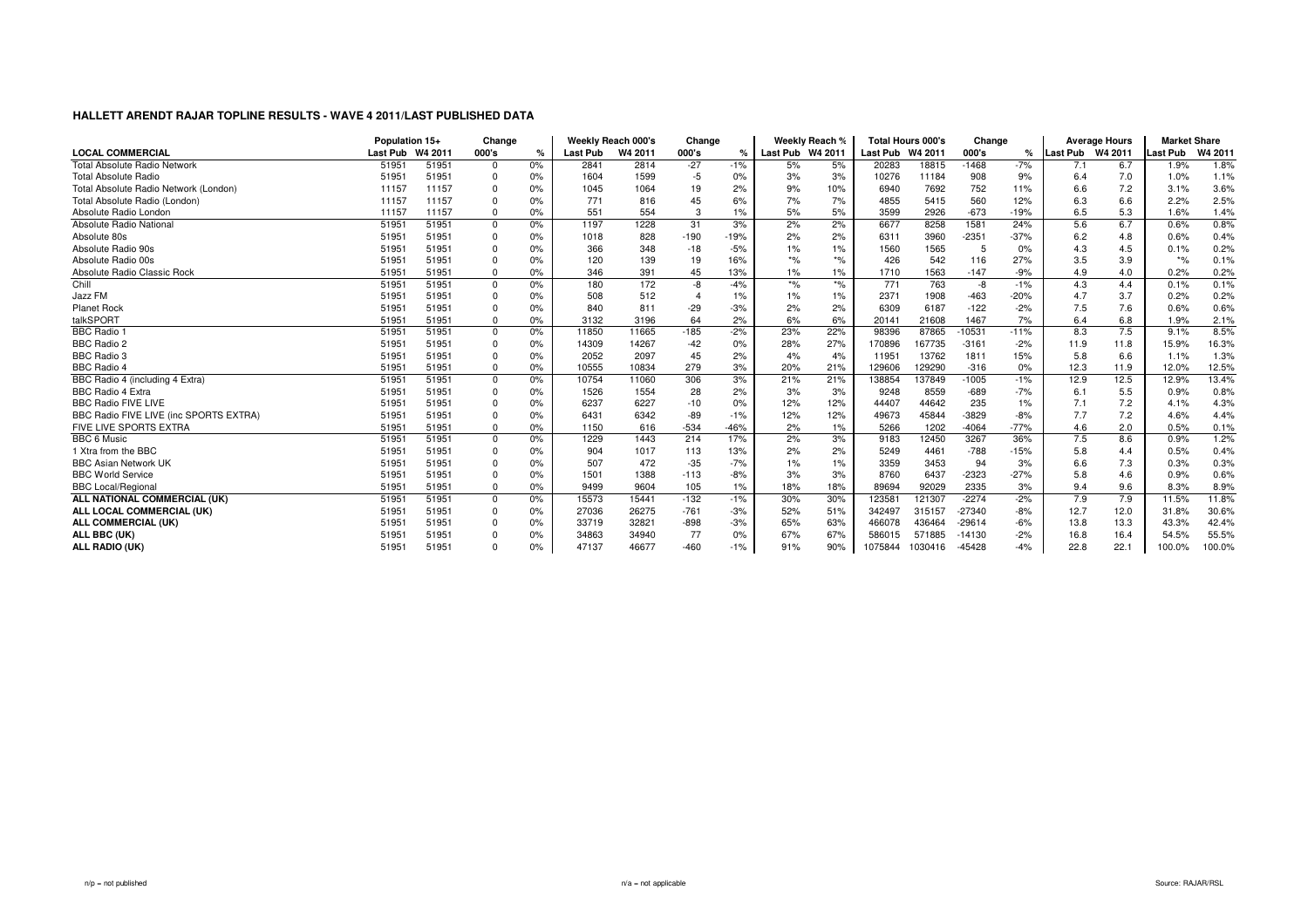## HALLETT ARENDT RAJAR TOPLINE RESULTS - WAVE 4 2011/LAST PUBLISHED DATA

| LOCAL COMMERCIAL | Population 15+ | | Change | | Weekly Reach 000's | | Change | | Weekly Reach % | | Total Hours 000's | | Change | | Average Hours | | Market Share | |
|---|---|---|---|---|---|---|---|---|---|---|---|---|---|---|---|---|---|---|
| | Last Pub | W4 2011 | 000's | % | Last Pub | W4 2011 | 000's | % | Last Pub | W4 2011 | Last Pub | W4 2011 | 000's | % | Last Pub | W4 2011 | Last Pub | W4 2011 |
| Total Absolute Radio Network | 51951 | 51951 | 0 | 0% | 2841 | 2814 | -27 | -1% | 5% | 5% | 20283 | 18815 | -1468 | -7% | 7.1 | 6.7 | 1.9% | 1.8% |
| Total Absolute Radio | 51951 | 51951 | 0 | 0% | 1604 | 1599 | -5 | 0% | 3% | 3% | 10276 | 11184 | 908 | 9% | 6.4 | 7.0 | 1.0% | 1.1% |
| Total Absolute Radio Network (London) | 11157 | 11157 | 0 | 0% | 1045 | 1064 | 19 | 2% | 9% | 10% | 6940 | 7692 | 752 | 11% | 6.6 | 7.2 | 3.1% | 3.6% |
| Total Absolute Radio (London) | 11157 | 11157 | 0 | 0% | 771 | 816 | 45 | 6% | 7% | 7% | 4855 | 5415 | 560 | 12% | 6.3 | 6.6 | 2.2% | 2.5% |
| Absolute Radio London | 11157 | 11157 | 0 | 0% | 551 | 554 | 3 | 1% | 5% | 5% | 3599 | 2926 | -673 | -19% | 6.5 | 5.3 | 1.6% | 1.4% |
| Absolute Radio National | 51951 | 51951 | 0 | 0% | 1197 | 1228 | 31 | 3% | 2% | 2% | 6677 | 8258 | 1581 | 24% | 5.6 | 6.7 | 0.6% | 0.8% |
| Absolute 80s | 51951 | 51951 | 0 | 0% | 1018 | 828 | -190 | -19% | 2% | 2% | 6311 | 3960 | -2351 | -37% | 6.2 | 4.8 | 0.6% | 0.4% |
| Absolute Radio 90s | 51951 | 51951 | 0 | 0% | 366 | 348 | -18 | -5% | 1% | 1% | 1560 | 1565 | 5 | 0% | 4.3 | 4.5 | 0.1% | 0.2% |
| Absolute Radio 00s | 51951 | 51951 | 0 | 0% | 120 | 139 | 19 | 16% | *% | *% | 426 | 542 | 116 | 27% | 3.5 | 3.9 | *% | 0.1% |
| Absolute Radio Classic Rock | 51951 | 51951 | 0 | 0% | 346 | 391 | 45 | 13% | 1% | 1% | 1710 | 1563 | -147 | -9% | 4.9 | 4.0 | 0.2% | 0.2% |
| Chill | 51951 | 51951 | 0 | 0% | 180 | 172 | -8 | -4% | *% | *% | 771 | 763 | -8 | -1% | 4.3 | 4.4 | 0.1% | 0.1% |
| Jazz FM | 51951 | 51951 | 0 | 0% | 508 | 512 | 4 | 1% | 1% | 1% | 2371 | 1908 | -463 | -20% | 4.7 | 3.7 | 0.2% | 0.2% |
| Planet Rock | 51951 | 51951 | 0 | 0% | 840 | 811 | -29 | -3% | 2% | 2% | 6309 | 6187 | -122 | -2% | 7.5 | 7.6 | 0.6% | 0.6% |
| talkSPORT | 51951 | 51951 | 0 | 0% | 3132 | 3196 | 64 | 2% | 6% | 6% | 20141 | 21608 | 1467 | 7% | 6.4 | 6.8 | 1.9% | 2.1% |
| BBC Radio 1 | 51951 | 51951 | 0 | 0% | 11850 | 11665 | -185 | -2% | 23% | 22% | 98396 | 87865 | -10531 | -11% | 8.3 | 7.5 | 9.1% | 8.5% |
| BBC Radio 2 | 51951 | 51951 | 0 | 0% | 14309 | 14267 | -42 | 0% | 28% | 27% | 170896 | 167735 | -3161 | -2% | 11.9 | 11.8 | 15.9% | 16.3% |
| BBC Radio 3 | 51951 | 51951 | 0 | 0% | 2052 | 2097 | 45 | 2% | 4% | 4% | 11951 | 13762 | 1811 | 15% | 5.8 | 6.6 | 1.1% | 1.3% |
| BBC Radio 4 | 51951 | 51951 | 0 | 0% | 10555 | 10834 | 279 | 3% | 20% | 21% | 129606 | 129290 | -316 | 0% | 12.3 | 11.9 | 12.0% | 12.5% |
| BBC Radio 4 (including 4 Extra) | 51951 | 51951 | 0 | 0% | 10754 | 11060 | 306 | 3% | 21% | 21% | 138854 | 137849 | -1005 | -1% | 12.9 | 12.5 | 12.9% | 13.4% |
| BBC Radio 4 Extra | 51951 | 51951 | 0 | 0% | 1526 | 1554 | 28 | 2% | 3% | 3% | 9248 | 8559 | -689 | -7% | 6.1 | 5.5 | 0.9% | 0.8% |
| BBC Radio FIVE LIVE | 51951 | 51951 | 0 | 0% | 6237 | 6227 | -10 | 0% | 12% | 12% | 44407 | 44642 | 235 | 1% | 7.1 | 7.2 | 4.1% | 4.3% |
| BBC Radio FIVE LIVE (inc SPORTS EXTRA) | 51951 | 51951 | 0 | 0% | 6431 | 6342 | -89 | -1% | 12% | 12% | 49673 | 45844 | -3829 | -8% | 7.7 | 7.2 | 4.6% | 4.4% |
| FIVE LIVE SPORTS EXTRA | 51951 | 51951 | 0 | 0% | 1150 | 616 | -534 | -46% | 2% | 1% | 5266 | 1202 | -4064 | -77% | 4.6 | 2.0 | 0.5% | 0.1% |
| BBC 6 Music | 51951 | 51951 | 0 | 0% | 1229 | 1443 | 214 | 17% | 2% | 3% | 9183 | 12450 | 3267 | 36% | 7.5 | 8.6 | 0.9% | 1.2% |
| 1 Xtra from the BBC | 51951 | 51951 | 0 | 0% | 904 | 1017 | 113 | 13% | 2% | 2% | 5249 | 4461 | -788 | -15% | 5.8 | 4.4 | 0.5% | 0.4% |
| BBC Asian Network UK | 51951 | 51951 | 0 | 0% | 507 | 472 | -35 | -7% | 1% | 1% | 3359 | 3453 | 94 | 3% | 6.6 | 7.3 | 0.3% | 0.3% |
| BBC World Service | 51951 | 51951 | 0 | 0% | 1501 | 1388 | -113 | -8% | 3% | 3% | 8760 | 6437 | -2323 | -27% | 5.8 | 4.6 | 0.9% | 0.6% |
| BBC Local/Regional | 51951 | 51951 | 0 | 0% | 9499 | 9604 | 105 | 1% | 18% | 18% | 89694 | 92029 | 2335 | 3% | 9.4 | 9.6 | 8.3% | 8.9% |
| **ALL NATIONAL COMMERCIAL (UK)** | 51951 | 51951 | 0 | 0% | 15573 | 15441 | -132 | -1% | 30% | 30% | 123581 | 121307 | -2274 | -2% | 7.9 | 7.9 | 11.5% | 11.8% |
| **ALL LOCAL COMMERCIAL (UK)** | 51951 | 51951 | 0 | 0% | 27036 | 26275 | -761 | -3% | 52% | 51% | 342497 | 315157 | -27340 | -8% | 12.7 | 12.0 | 31.8% | 30.6% |
| **ALL COMMERCIAL (UK)** | 51951 | 51951 | 0 | 0% | 33719 | 32821 | -898 | -3% | 65% | 63% | 466078 | 436464 | -29614 | -6% | 13.8 | 13.3 | 43.3% | 42.4% |
| **ALL BBC (UK)** | 51951 | 51951 | 0 | 0% | 34863 | 34940 | 77 | 0% | 67% | 67% | 586015 | 571885 | -14130 | -2% | 16.8 | 16.4 | 54.5% | 55.5% |
| **ALL RADIO (UK)** | 51951 | 51951 | 0 | 0% | 47137 | 46677 | -460 | -1% | 91% | 90% | 1075844 | 1030416 | -45428 | -4% | 22.8 | 22.1 | 100.0% | 100.0% |

n/p = not published

n/a = not applicable

Source: RAJAR/RSL